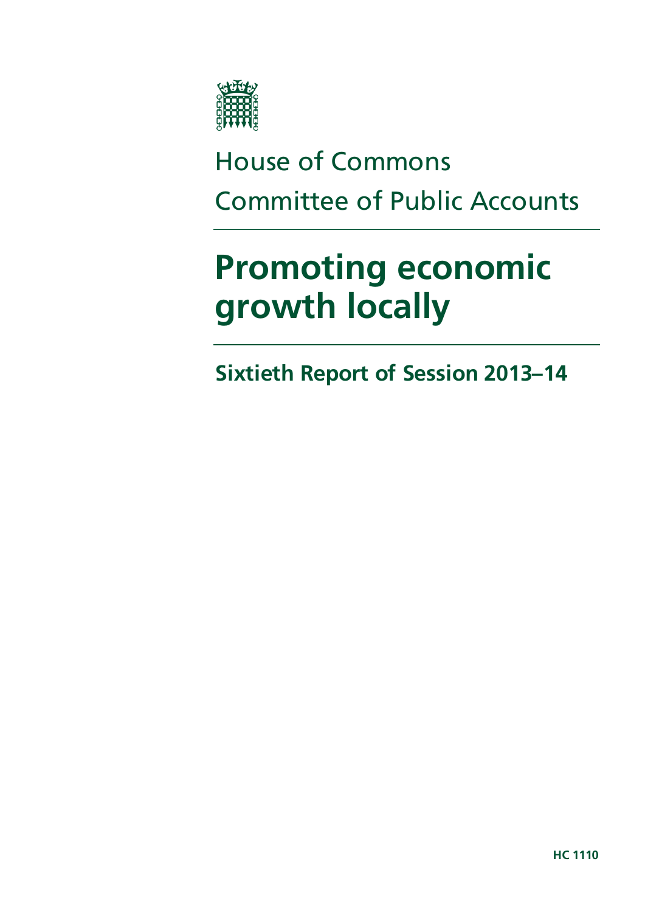House of Commons

Committee of Public Accounts

# Promoting economic growth locally

## Sixtieth Report of Session 2013–14

**HC 1110**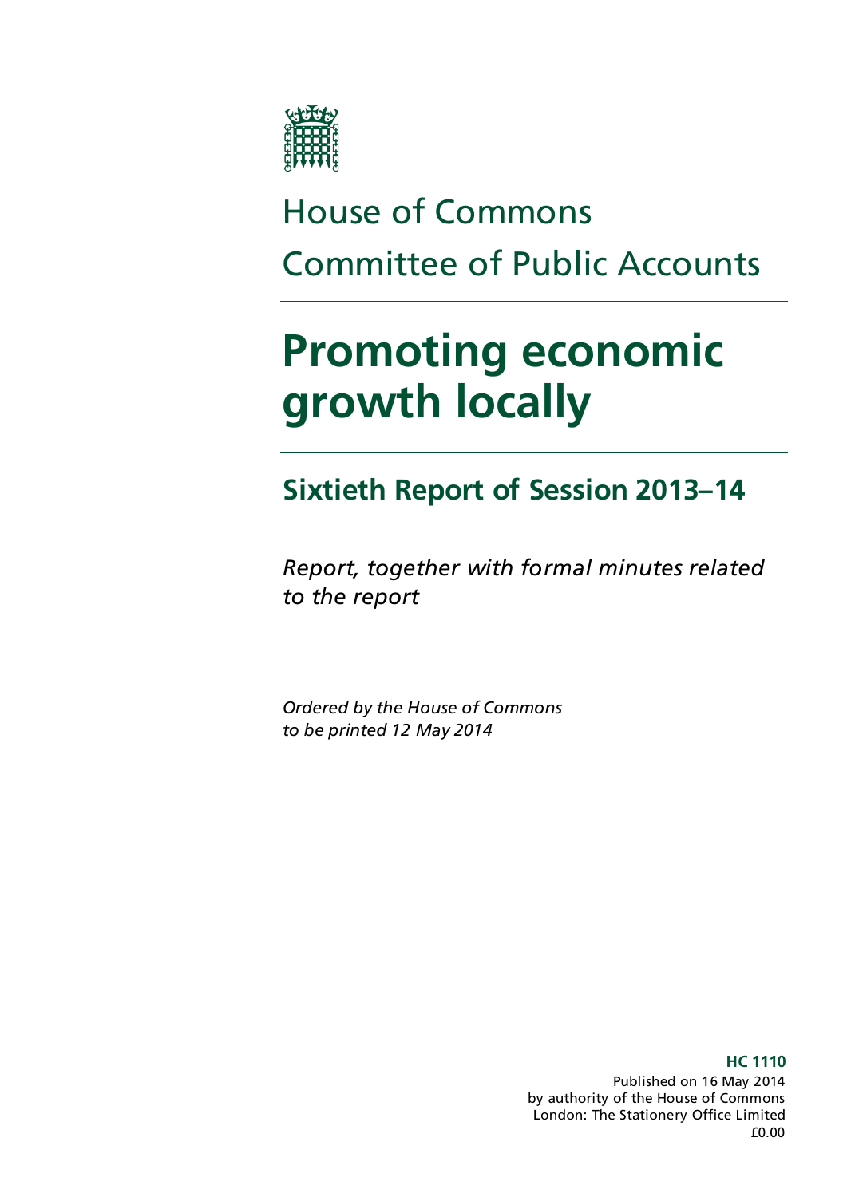# House of Commons

# Committee of Public Accounts

# Promoting economic growth locally

## Sixtieth Report of Session 2013–14

*Report, together with formal minutes related to the report*

*Ordered by the House of Commons to be printed 12 May 2014*

**HC 1110**
Published on 16 May 2014
by authority of the House of Commons
London: The Stationery Office Limited
£0.00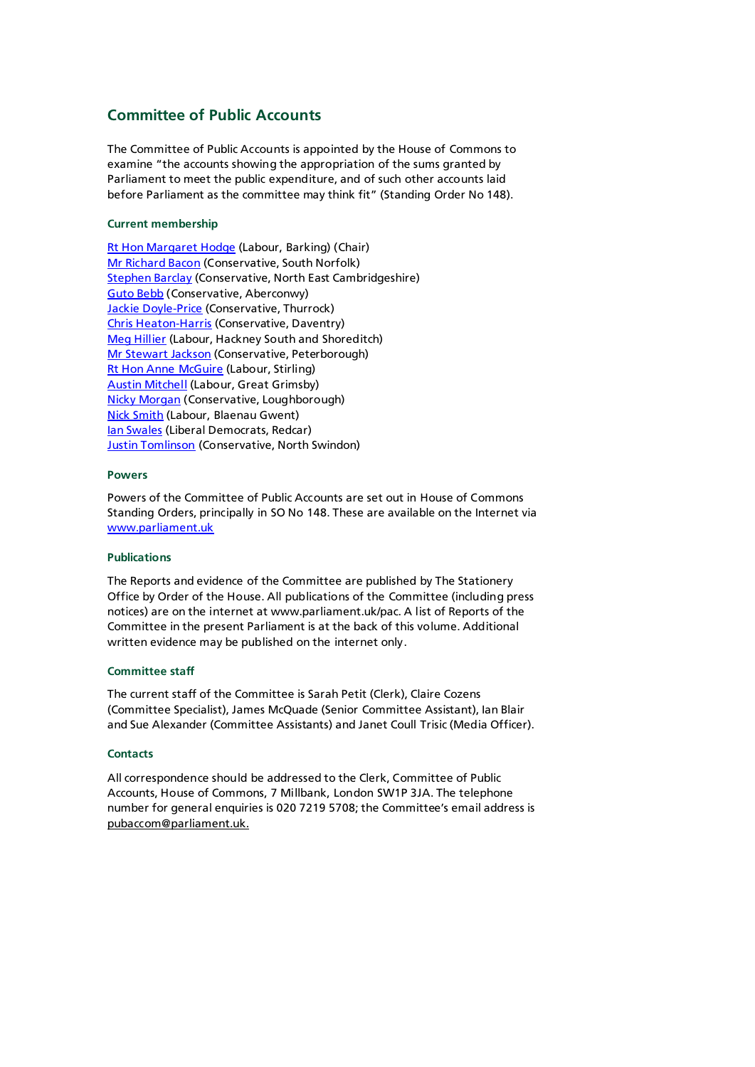## Committee of Public Accounts

The Committee of Public Accounts is appointed by the House of Commons to examine "the accounts showing the appropriation of the sums granted by Parliament to meet the public expenditure, and of such other accounts laid before Parliament as the committee may think fit" (Standing Order No 148).

### Current membership

Rt Hon Margaret Hodge (Labour, Barking) (Chair)
Mr Richard Bacon (Conservative, South Norfolk)
Stephen Barclay (Conservative, North East Cambridgeshire)
Guto Bebb (Conservative, Aberconwy)
Jackie Doyle-Price (Conservative, Thurrock)
Chris Heaton-Harris (Conservative, Daventry)
Meg Hillier (Labour, Hackney South and Shoreditch)
Mr Stewart Jackson (Conservative, Peterborough)
Rt Hon Anne McGuire (Labour, Stirling)
Austin Mitchell (Labour, Great Grimsby)
Nicky Morgan (Conservative, Loughborough)
Nick Smith (Labour, Blaenau Gwent)
Ian Swales (Liberal Democrats, Redcar)
Justin Tomlinson (Conservative, North Swindon)

### Powers

Powers of the Committee of Public Accounts are set out in House of Commons Standing Orders, principally in SO No 148. These are available on the Internet via www.parliament.uk

### Publications

The Reports and evidence of the Committee are published by The Stationery Office by Order of the House. All publications of the Committee (including press notices) are on the internet at www.parliament.uk/pac. A list of Reports of the Committee in the present Parliament is at the back of this volume. Additional written evidence may be published on the internet only.

### Committee staff

The current staff of the Committee is Sarah Petit (Clerk), Claire Cozens (Committee Specialist), James McQuade (Senior Committee Assistant), Ian Blair and Sue Alexander (Committee Assistants) and Janet Coull Trisic (Media Officer).

### Contacts

All correspondence should be addressed to the Clerk, Committee of Public Accounts, House of Commons, 7 Millbank, London SW1P 3JA. The telephone number for general enquiries is 020 7219 5708; the Committee's email address is pubaccom@parliament.uk.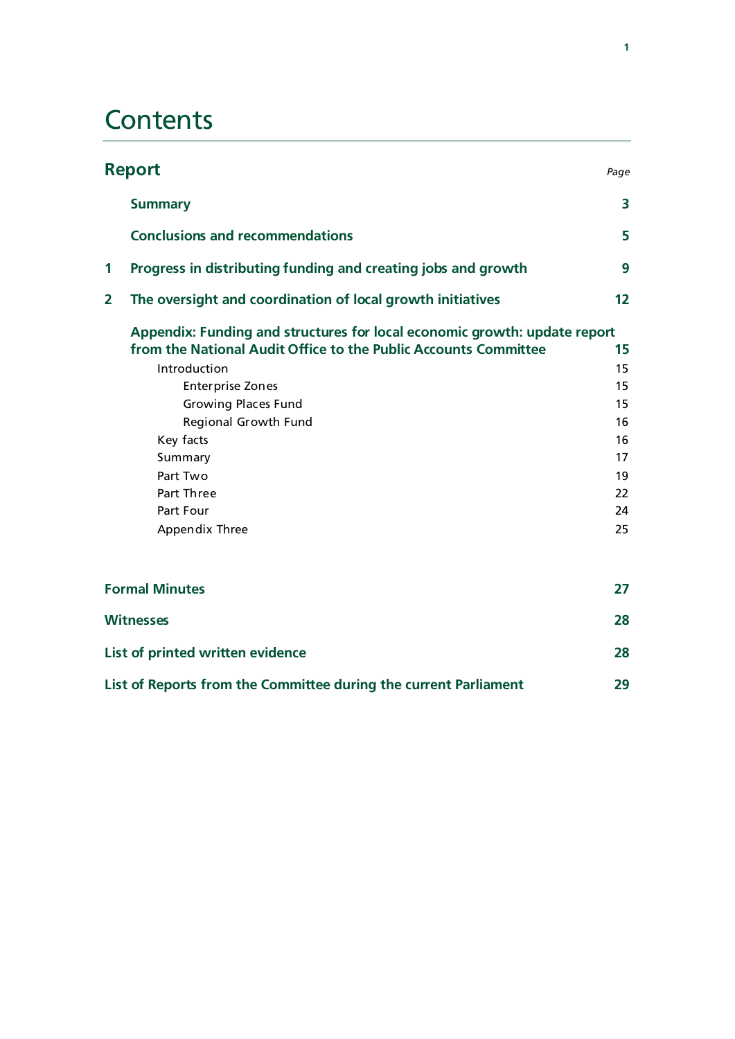# Contents

## Report

| | | Page |
|---|---|---|
| | **Summary** | **3** |
| | **Conclusions and recommendations** | **5** |
| **1** | **Progress in distributing funding and creating jobs and growth** | **9** |
| **2** | **The oversight and coordination of local growth initiatives** | **12** |
| | **Appendix: Funding and structures for local economic growth: update report from the National Audit Office to the Public Accounts Committee** | **15** |
| | Introduction | 15 |
| | Enterprise Zones | 15 |
| | Growing Places Fund | 15 |
| | Regional Growth Fund | 16 |
| | Key facts | 16 |
| | Summary | 17 |
| | Part Two | 19 |
| | Part Three | 22 |
| | Part Four | 24 |
| | Appendix Three | 25 |

| | |
|---|---|
| **Formal Minutes** | **27** |
| **Witnesses** | **28** |
| **List of printed written evidence** | **28** |
| **List of Reports from the Committee during the current Parliament** | **29** |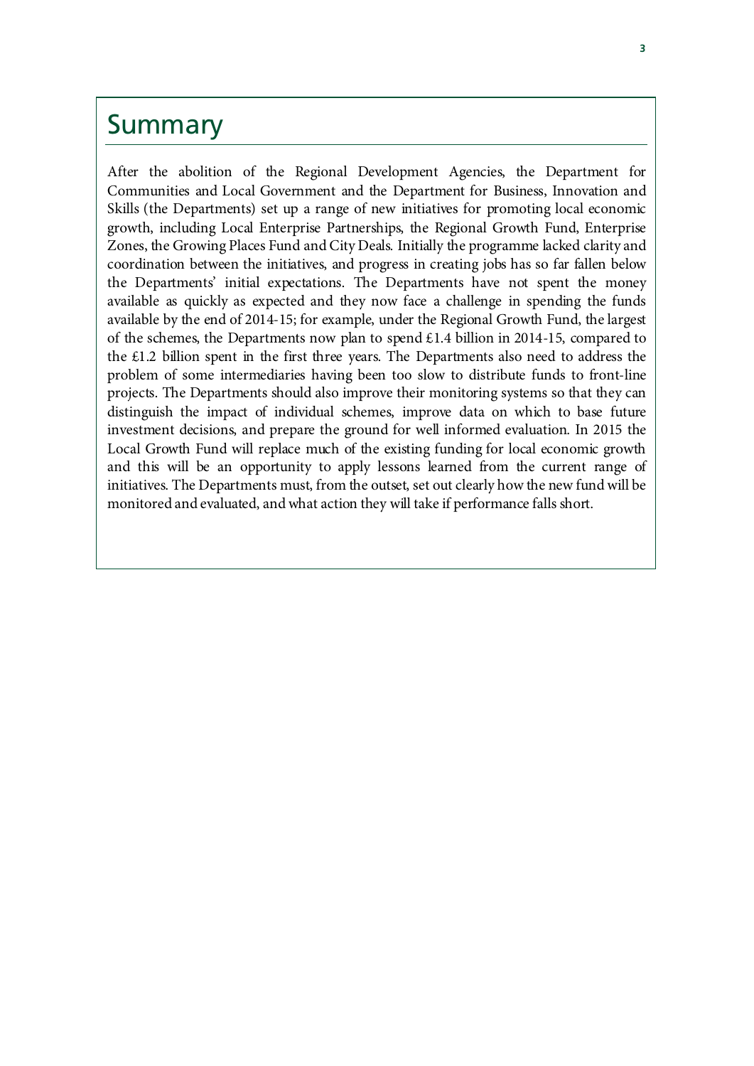# Summary

After the abolition of the Regional Development Agencies, the Department for Communities and Local Government and the Department for Business, Innovation and Skills (the Departments) set up a range of new initiatives for promoting local economic growth, including Local Enterprise Partnerships, the Regional Growth Fund, Enterprise Zones, the Growing Places Fund and City Deals. Initially the programme lacked clarity and coordination between the initiatives, and progress in creating jobs has so far fallen below the Departments' initial expectations. The Departments have not spent the money available as quickly as expected and they now face a challenge in spending the funds available by the end of 2014-15; for example, under the Regional Growth Fund, the largest of the schemes, the Departments now plan to spend £1.4 billion in 2014-15, compared to the £1.2 billion spent in the first three years. The Departments also need to address the problem of some intermediaries having been too slow to distribute funds to front-line projects. The Departments should also improve their monitoring systems so that they can distinguish the impact of individual schemes, improve data on which to base future investment decisions, and prepare the ground for well informed evaluation. In 2015 the Local Growth Fund will replace much of the existing funding for local economic growth and this will be an opportunity to apply lessons learned from the current range of initiatives. The Departments must, from the outset, set out clearly how the new fund will be monitored and evaluated, and what action they will take if performance falls short.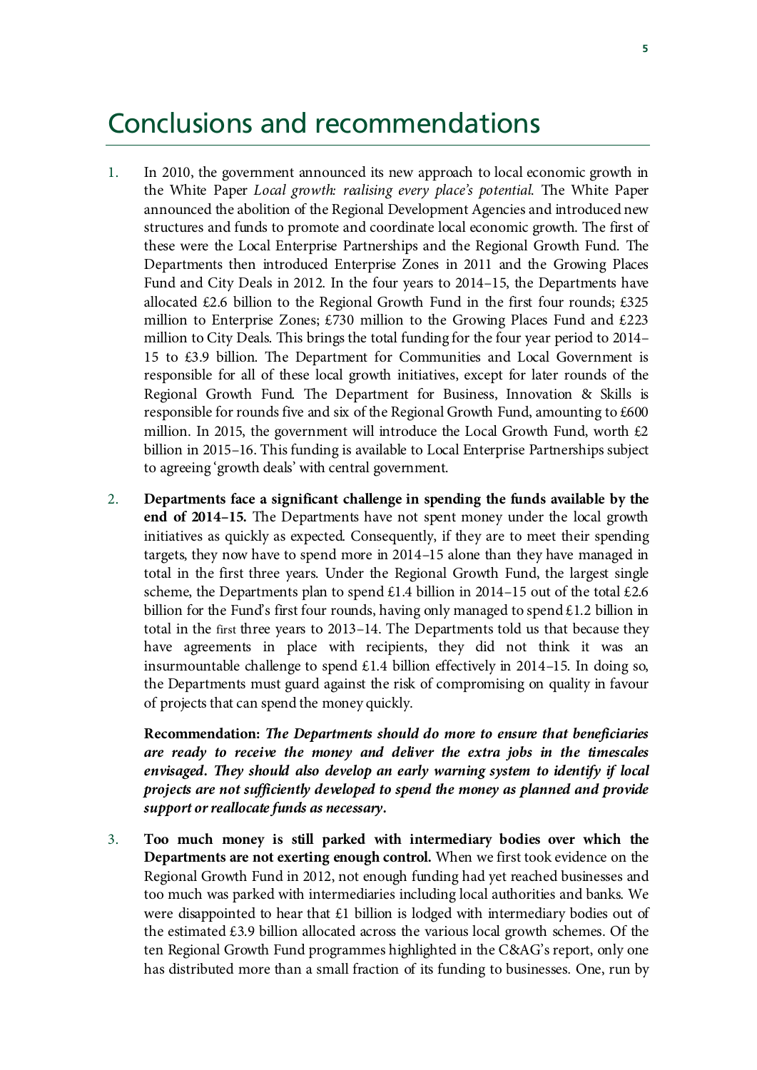# Conclusions and recommendations

1. In 2010, the government announced its new approach to local economic growth in the White Paper *Local growth: realising every place's potential*. The White Paper announced the abolition of the Regional Development Agencies and introduced new structures and funds to promote and coordinate local economic growth. The first of these were the Local Enterprise Partnerships and the Regional Growth Fund. The Departments then introduced Enterprise Zones in 2011 and the Growing Places Fund and City Deals in 2012. In the four years to 2014–15, the Departments have allocated £2.6 billion to the Regional Growth Fund in the first four rounds; £325 million to Enterprise Zones; £730 million to the Growing Places Fund and £223 million to City Deals. This brings the total funding for the four year period to 2014–15 to £3.9 billion. The Department for Communities and Local Government is responsible for all of these local growth initiatives, except for later rounds of the Regional Growth Fund. The Department for Business, Innovation & Skills is responsible for rounds five and six of the Regional Growth Fund, amounting to £600 million. In 2015, the government will introduce the Local Growth Fund, worth £2 billion in 2015–16. This funding is available to Local Enterprise Partnerships subject to agreeing 'growth deals' with central government.

2. **Departments face a significant challenge in spending the funds available by the end of 2014–15.** The Departments have not spent money under the local growth initiatives as quickly as expected. Consequently, if they are to meet their spending targets, they now have to spend more in 2014–15 alone than they have managed in total in the first three years. Under the Regional Growth Fund, the largest single scheme, the Departments plan to spend £1.4 billion in 2014–15 out of the total £2.6 billion for the Fund's first four rounds, having only managed to spend £1.2 billion in total in the first three years to 2013–14. The Departments told us that because they have agreements in place with recipients, they did not think it was an insurmountable challenge to spend £1.4 billion effectively in 2014–15. In doing so, the Departments must guard against the risk of compromising on quality in favour of projects that can spend the money quickly.

   **Recommendation:** ***The Departments should do more to ensure that beneficiaries are ready to receive the money and deliver the extra jobs in the timescales envisaged. They should also develop an early warning system to identify if local projects are not sufficiently developed to spend the money as planned and provide support or reallocate funds as necessary.***

3. **Too much money is still parked with intermediary bodies over which the Departments are not exerting enough control.** When we first took evidence on the Regional Growth Fund in 2012, not enough funding had yet reached businesses and too much was parked with intermediaries including local authorities and banks. We were disappointed to hear that £1 billion is lodged with intermediary bodies out of the estimated £3.9 billion allocated across the various local growth schemes. Of the ten Regional Growth Fund programmes highlighted in the C&AG's report, only one has distributed more than a small fraction of its funding to businesses. One, run by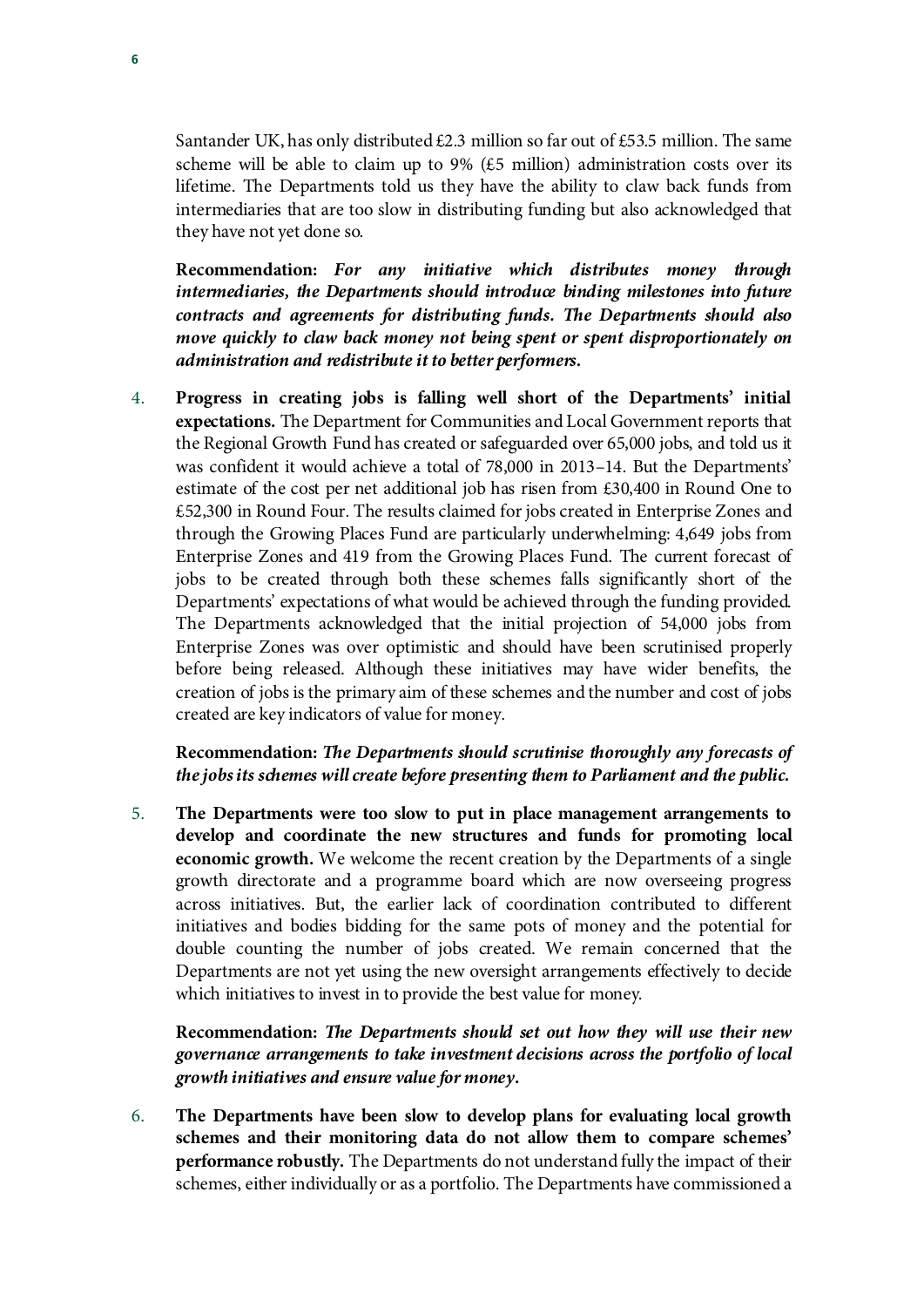Santander UK, has only distributed £2.3 million so far out of £53.5 million. The same scheme will be able to claim up to 9% (£5 million) administration costs over its lifetime. The Departments told us they have the ability to claw back funds from intermediaries that are too slow in distributing funding but also acknowledged that they have not yet done so.

**Recommendation:** ***For any initiative which distributes money through intermediaries, the Departments should introduce binding milestones into future contracts and agreements for distributing funds. The Departments should also move quickly to claw back money not being spent or spent disproportionately on administration and redistribute it to better performers.***

4. **Progress in creating jobs is falling well short of the Departments' initial expectations.** The Department for Communities and Local Government reports that the Regional Growth Fund has created or safeguarded over 65,000 jobs, and told us it was confident it would achieve a total of 78,000 in 2013–14. But the Departments' estimate of the cost per net additional job has risen from £30,400 in Round One to £52,300 in Round Four. The results claimed for jobs created in Enterprise Zones and through the Growing Places Fund are particularly underwhelming: 4,649 jobs from Enterprise Zones and 419 from the Growing Places Fund. The current forecast of jobs to be created through both these schemes falls significantly short of the Departments' expectations of what would be achieved through the funding provided. The Departments acknowledged that the initial projection of 54,000 jobs from Enterprise Zones was over optimistic and should have been scrutinised properly before being released. Although these initiatives may have wider benefits, the creation of jobs is the primary aim of these schemes and the number and cost of jobs created are key indicators of value for money.

**Recommendation:** ***The Departments should scrutinise thoroughly any forecasts of the jobs its schemes will create before presenting them to Parliament and the public.***

5. **The Departments were too slow to put in place management arrangements to develop and coordinate the new structures and funds for promoting local economic growth.** We welcome the recent creation by the Departments of a single growth directorate and a programme board which are now overseeing progress across initiatives. But, the earlier lack of coordination contributed to different initiatives and bodies bidding for the same pots of money and the potential for double counting the number of jobs created. We remain concerned that the Departments are not yet using the new oversight arrangements effectively to decide which initiatives to invest in to provide the best value for money.

**Recommendation:** ***The Departments should set out how they will use their new governance arrangements to take investment decisions across the portfolio of local growth initiatives and ensure value for money.***

6. **The Departments have been slow to develop plans for evaluating local growth schemes and their monitoring data do not allow them to compare schemes' performance robustly.** The Departments do not understand fully the impact of their schemes, either individually or as a portfolio. The Departments have commissioned a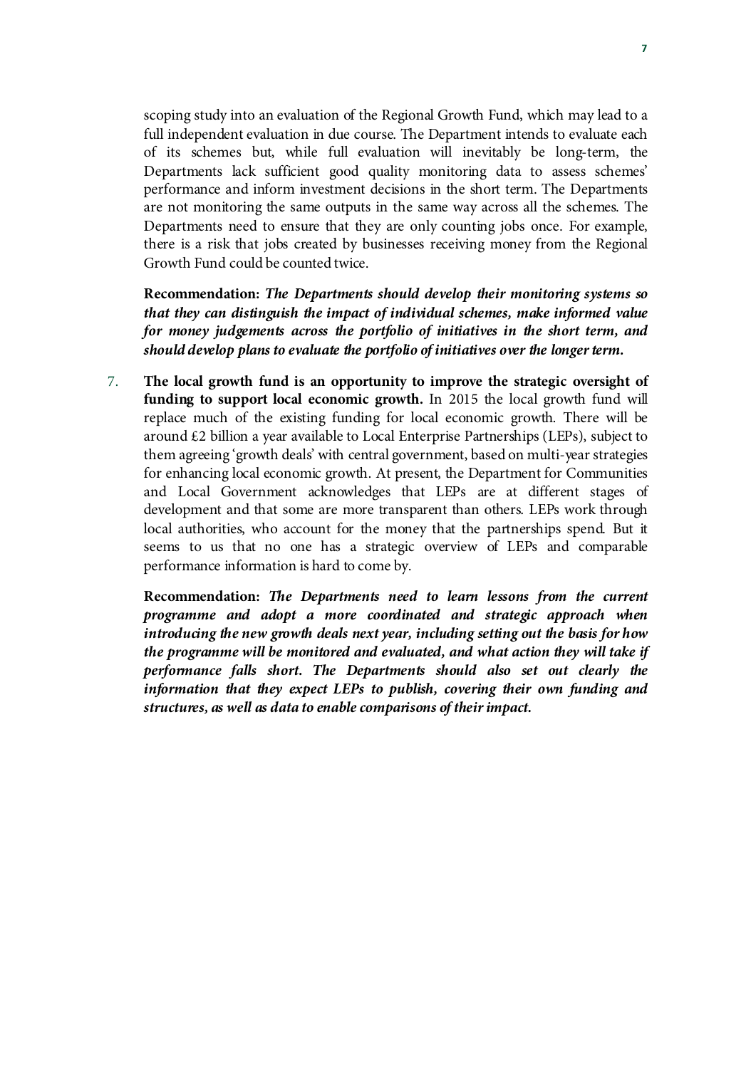scoping study into an evaluation of the Regional Growth Fund, which may lead to a full independent evaluation in due course. The Department intends to evaluate each of its schemes but, while full evaluation will inevitably be long-term, the Departments lack sufficient good quality monitoring data to assess schemes' performance and inform investment decisions in the short term. The Departments are not monitoring the same outputs in the same way across all the schemes. The Departments need to ensure that they are only counting jobs once. For example, there is a risk that jobs created by businesses receiving money from the Regional Growth Fund could be counted twice.

**Recommendation:** ***The Departments should develop their monitoring systems so that they can distinguish the impact of individual schemes, make informed value for money judgements across the portfolio of initiatives in the short term, and should develop plans to evaluate the portfolio of initiatives over the longer term.***

7. **The local growth fund is an opportunity to improve the strategic oversight of funding to support local economic growth.** In 2015 the local growth fund will replace much of the existing funding for local economic growth. There will be around £2 billion a year available to Local Enterprise Partnerships (LEPs), subject to them agreeing 'growth deals' with central government, based on multi-year strategies for enhancing local economic growth. At present, the Department for Communities and Local Government acknowledges that LEPs are at different stages of development and that some are more transparent than others. LEPs work through local authorities, who account for the money that the partnerships spend. But it seems to us that no one has a strategic overview of LEPs and comparable performance information is hard to come by.

   **Recommendation:** ***The Departments need to learn lessons from the current programme and adopt a more coordinated and strategic approach when introducing the new growth deals next year, including setting out the basis for how the programme will be monitored and evaluated, and what action they will take if performance falls short. The Departments should also set out clearly the information that they expect LEPs to publish, covering their own funding and structures, as well as data to enable comparisons of their impact.***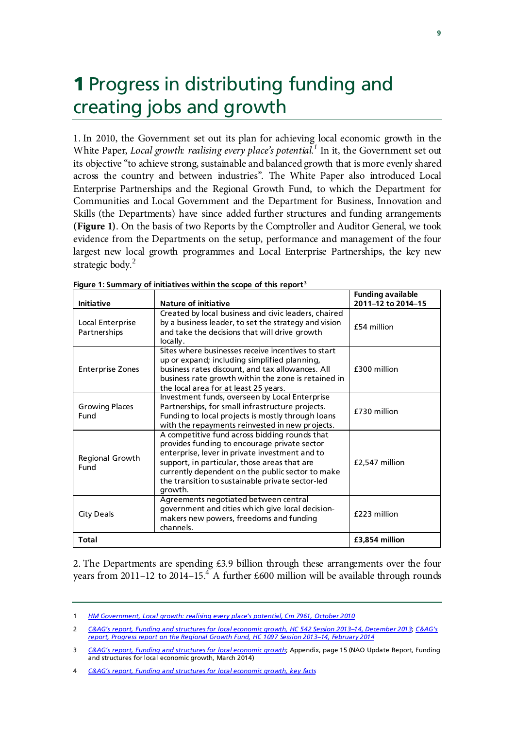# 1 Progress in distributing funding and creating jobs and growth

1. In 2010, the Government set out its plan for achieving local economic growth in the White Paper, *Local growth: realising every place's potential.*[1] In it, the Government set out its objective "to achieve strong, sustainable and balanced growth that is more evenly shared across the country and between industries". The White Paper also introduced Local Enterprise Partnerships and the Regional Growth Fund, to which the Department for Communities and Local Government and the Department for Business, Innovation and Skills (the Departments) have since added further structures and funding arrangements **(Figure 1)**. On the basis of two Reports by the Comptroller and Auditor General, we took evidence from the Departments on the setup, performance and management of the four largest new local growth programmes and Local Enterprise Partnerships, the key new strategic body.[2]

**Figure 1: Summary of initiatives within the scope of this report**[3]

| Initiative | Nature of initiative | Funding available 2011–12 to 2014–15 |
|---|---|---|
| Local Enterprise Partnerships | Created by local business and civic leaders, chaired by a business leader, to set the strategy and vision and take the decisions that will drive growth locally. | £54 million |
| Enterprise Zones | Sites where businesses receive incentives to start up or expand; including simplified planning, business rates discount, and tax allowances. All business rate growth within the zone is retained in the local area for at least 25 years. | £300 million |
| Growing Places Fund | Investment funds, overseen by Local Enterprise Partnerships, for small infrastructure projects. Funding to local projects is mostly through loans with the repayments reinvested in new projects. | £730 million |
| Regional Growth Fund | A competitive fund across bidding rounds that provides funding to encourage private sector enterprise, lever in private investment and to support, in particular, those areas that are currently dependent on the public sector to make the transition to sustainable private sector-led growth. | £2,547 million |
| City Deals | Agreements negotiated between central government and cities which give local decision-makers new powers, freedoms and funding channels. | £223 million |
| **Total** | | **£3,854 million** |

2. The Departments are spending £3.9 billion through these arrangements over the four years from 2011–12 to 2014–15.[4] A further £600 million will be available through rounds

---

1 HM Government, Local growth: realising every place's potential, Cm 7961, October 2010

2 C&AG's report, Funding and structures for local economic growth, HC 542 Session 2013–14, December 2013; C&AG's report, Progress report on the Regional Growth Fund, HC 1097 Session 2013–14, February 2014

3 C&AG's report, Funding and structures for local economic growth; Appendix, page 15 (NAO Update Report, Funding and structures for local economic growth, March 2014)

4 C&AG's report, Funding and structures for local economic growth, key facts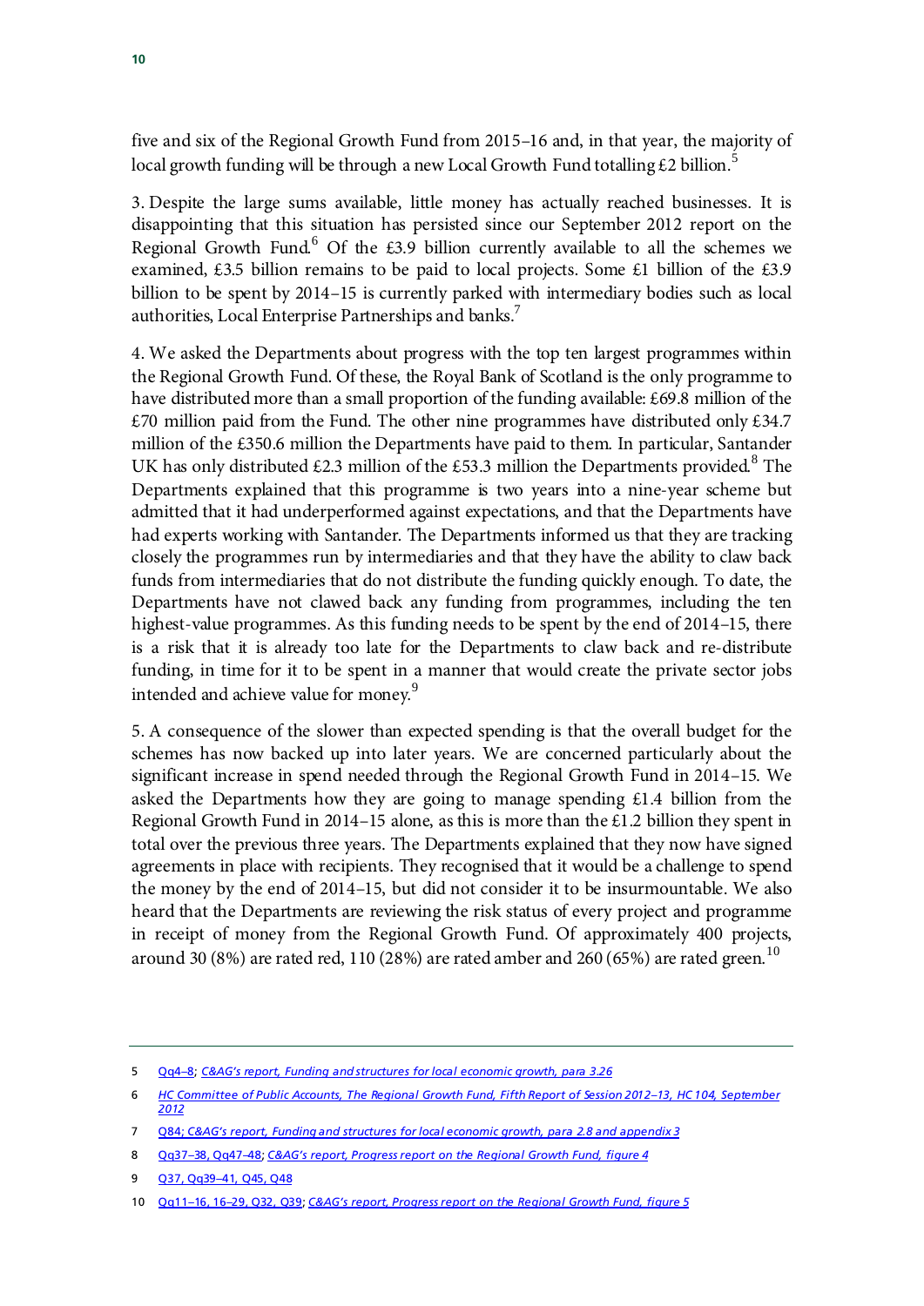five and six of the Regional Growth Fund from 2015–16 and, in that year, the majority of local growth funding will be through a new Local Growth Fund totalling £2 billion.[5]

3. Despite the large sums available, little money has actually reached businesses. It is disappointing that this situation has persisted since our September 2012 report on the Regional Growth Fund.[6] Of the £3.9 billion currently available to all the schemes we examined, £3.5 billion remains to be paid to local projects. Some £1 billion of the £3.9 billion to be spent by 2014–15 is currently parked with intermediary bodies such as local authorities, Local Enterprise Partnerships and banks.[7]

4. We asked the Departments about progress with the top ten largest programmes within the Regional Growth Fund. Of these, the Royal Bank of Scotland is the only programme to have distributed more than a small proportion of the funding available: £69.8 million of the £70 million paid from the Fund. The other nine programmes have distributed only £34.7 million of the £350.6 million the Departments have paid to them. In particular, Santander UK has only distributed £2.3 million of the £53.3 million the Departments provided.[8] The Departments explained that this programme is two years into a nine-year scheme but admitted that it had underperformed against expectations, and that the Departments have had experts working with Santander. The Departments informed us that they are tracking closely the programmes run by intermediaries and that they have the ability to claw back funds from intermediaries that do not distribute the funding quickly enough. To date, the Departments have not clawed back any funding from programmes, including the ten highest-value programmes. As this funding needs to be spent by the end of 2014–15, there is a risk that it is already too late for the Departments to claw back and re-distribute funding, in time for it to be spent in a manner that would create the private sector jobs intended and achieve value for money.[9]

5. A consequence of the slower than expected spending is that the overall budget for the schemes has now backed up into later years. We are concerned particularly about the significant increase in spend needed through the Regional Growth Fund in 2014–15. We asked the Departments how they are going to manage spending £1.4 billion from the Regional Growth Fund in 2014–15 alone, as this is more than the £1.2 billion they spent in total over the previous three years. The Departments explained that they now have signed agreements in place with recipients. They recognised that it would be a challenge to spend the money by the end of 2014–15, but did not consider it to be insurmountable. We also heard that the Departments are reviewing the risk status of every project and programme in receipt of money from the Regional Growth Fund. Of approximately 400 projects, around 30 (8%) are rated red, 110 (28%) are rated amber and 260 (65%) are rated green.[10]

---

5 Qq4–8; *C&AG's report, Funding and structures for local economic growth, para 3.26*

6 *HC Committee of Public Accounts, The Regional Growth Fund, Fifth Report of Session 2012–13, HC 104, September 2012*

7 Q84; *C&AG's report, Funding and structures for local economic growth, para 2.8 and appendix 3*

8 Qq37–38, Qq47–48; *C&AG's report, Progress report on the Regional Growth Fund, figure 4*

9 Q37, Qq39–41, Q45, Q48

10 Qq11–16, 16–29, Q32, Q39; *C&AG's report, Progress report on the Regional Growth Fund, figure 5*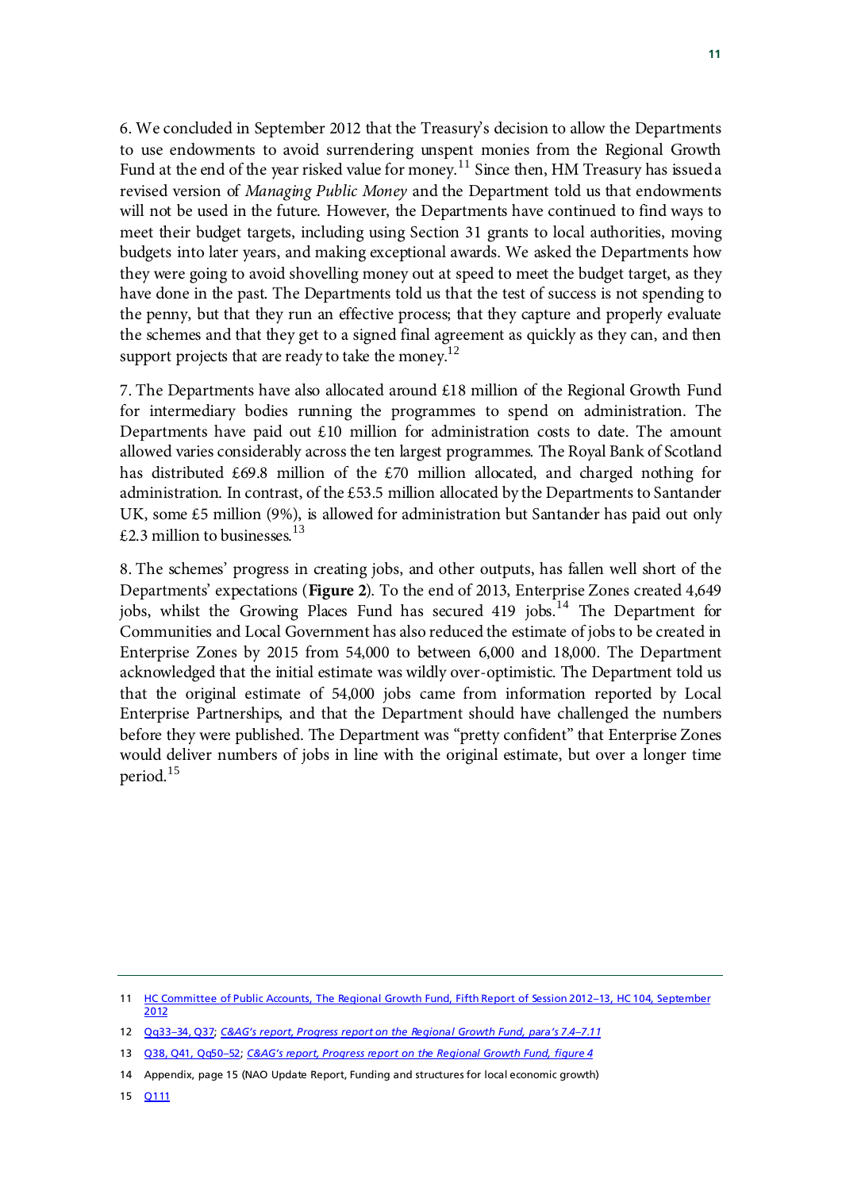6. We concluded in September 2012 that the Treasury's decision to allow the Departments to use endowments to avoid surrendering unspent monies from the Regional Growth Fund at the end of the year risked value for money.[11] Since then, HM Treasury has issued a revised version of *Managing Public Money* and the Department told us that endowments will not be used in the future. However, the Departments have continued to find ways to meet their budget targets, including using Section 31 grants to local authorities, moving budgets into later years, and making exceptional awards. We asked the Departments how they were going to avoid shovelling money out at speed to meet the budget target, as they have done in the past. The Departments told us that the test of success is not spending to the penny, but that they run an effective process; that they capture and properly evaluate the schemes and that they get to a signed final agreement as quickly as they can, and then support projects that are ready to take the money.[12]

7. The Departments have also allocated around £18 million of the Regional Growth Fund for intermediary bodies running the programmes to spend on administration. The Departments have paid out £10 million for administration costs to date. The amount allowed varies considerably across the ten largest programmes. The Royal Bank of Scotland has distributed £69.8 million of the £70 million allocated, and charged nothing for administration. In contrast, of the £53.5 million allocated by the Departments to Santander UK, some £5 million (9%), is allowed for administration but Santander has paid out only £2.3 million to businesses.[13]

8. The schemes' progress in creating jobs, and other outputs, has fallen well short of the Departments' expectations (**Figure 2**). To the end of 2013, Enterprise Zones created 4,649 jobs, whilst the Growing Places Fund has secured 419 jobs.[14] The Department for Communities and Local Government has also reduced the estimate of jobs to be created in Enterprise Zones by 2015 from 54,000 to between 6,000 and 18,000. The Department acknowledged that the initial estimate was wildly over-optimistic. The Department told us that the original estimate of 54,000 jobs came from information reported by Local Enterprise Partnerships, and that the Department should have challenged the numbers before they were published. The Department was "pretty confident" that Enterprise Zones would deliver numbers of jobs in line with the original estimate, but over a longer time period.[15]

---

11 HC Committee of Public Accounts, The Regional Growth Fund, Fifth Report of Session 2012–13, HC 104, September 2012

12 Qq33–34, Q37; *C&AG's report, Progress report on the Regional Growth Fund, para's 7.4–7.11*

13 Q38, Q41, Qq50–52; *C&AG's report, Progress report on the Regional Growth Fund, figure 4*

14 Appendix, page 15 (NAO Update Report, Funding and structures for local economic growth)

15 Q111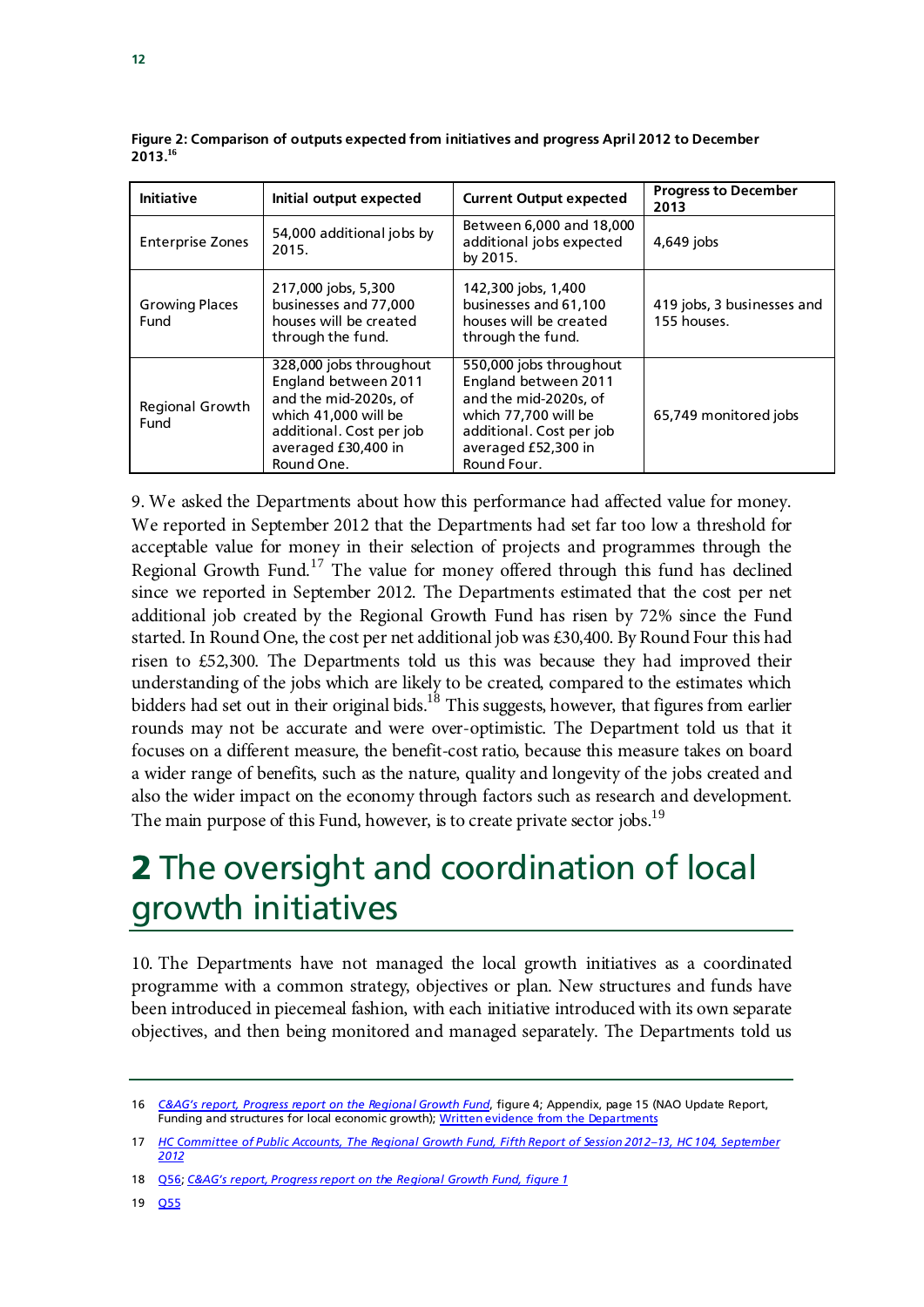Figure 2: Comparison of outputs expected from initiatives and progress April 2012 to December 2013.[16]

| Initiative | Initial output expected | Current Output expected | Progress to December 2013 |
|---|---|---|---|
| Enterprise Zones | 54,000 additional jobs by 2015. | Between 6,000 and 18,000 additional jobs expected by 2015. | 4,649 jobs |
| Growing Places Fund | 217,000 jobs, 5,300 businesses and 77,000 houses will be created through the fund. | 142,300 jobs, 1,400 businesses and 61,100 houses will be created through the fund. | 419 jobs, 3 businesses and 155 houses. |
| Regional Growth Fund | 328,000 jobs throughout England between 2011 and the mid-2020s, of which 41,000 will be additional. Cost per job averaged £30,400 in Round One. | 550,000 jobs throughout England between 2011 and the mid-2020s, of which 77,700 will be additional. Cost per job averaged £52,300 in Round Four. | 65,749 monitored jobs |

9. We asked the Departments about how this performance had affected value for money. We reported in September 2012 that the Departments had set far too low a threshold for acceptable value for money in their selection of projects and programmes through the Regional Growth Fund.[17] The value for money offered through this fund has declined since we reported in September 2012. The Departments estimated that the cost per net additional job created by the Regional Growth Fund has risen by 72% since the Fund started. In Round One, the cost per net additional job was £30,400. By Round Four this had risen to £52,300. The Departments told us this was because they had improved their understanding of the jobs which are likely to be created, compared to the estimates which bidders had set out in their original bids.[18] This suggests, however, that figures from earlier rounds may not be accurate and were over-optimistic. The Department told us that it focuses on a different measure, the benefit-cost ratio, because this measure takes on board a wider range of benefits, such as the nature, quality and longevity of the jobs created and also the wider impact on the economy through factors such as research and development. The main purpose of this Fund, however, is to create private sector jobs.[19]

# 2 The oversight and coordination of local growth initiatives

10. The Departments have not managed the local growth initiatives as a coordinated programme with a common strategy, objectives or plan. New structures and funds have been introduced in piecemeal fashion, with each initiative introduced with its own separate objectives, and then being monitored and managed separately. The Departments told us

16 *C&AG's report, Progress report on the Regional Growth Fund*, figure 4; Appendix, page 15 (NAO Update Report, Funding and structures for local economic growth); Written evidence from the Departments

17 *HC Committee of Public Accounts, The Regional Growth Fund, Fifth Report of Session 2012–13, HC 104, September 2012*

18 Q56; *C&AG's report, Progress report on the Regional Growth Fund, figure 1*

19 Q55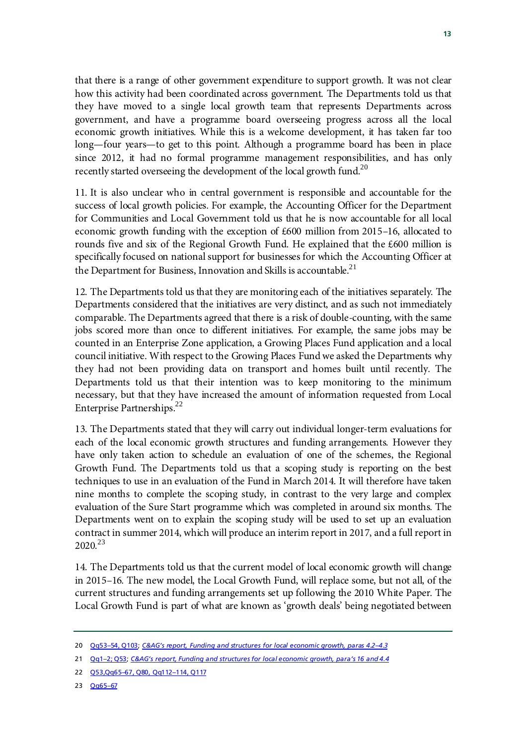that there is a range of other government expenditure to support growth. It was not clear how this activity had been coordinated across government. The Departments told us that they have moved to a single local growth team that represents Departments across government, and have a programme board overseeing progress across all the local economic growth initiatives. While this is a welcome development, it has taken far too long—four years—to get to this point. Although a programme board has been in place since 2012, it had no formal programme management responsibilities, and has only recently started overseeing the development of the local growth fund.[20]

11. It is also unclear who in central government is responsible and accountable for the success of local growth policies. For example, the Accounting Officer for the Department for Communities and Local Government told us that he is now accountable for all local economic growth funding with the exception of £600 million from 2015–16, allocated to rounds five and six of the Regional Growth Fund. He explained that the £600 million is specifically focused on national support for businesses for which the Accounting Officer at the Department for Business, Innovation and Skills is accountable.[21]

12. The Departments told us that they are monitoring each of the initiatives separately. The Departments considered that the initiatives are very distinct, and as such not immediately comparable. The Departments agreed that there is a risk of double-counting, with the same jobs scored more than once to different initiatives. For example, the same jobs may be counted in an Enterprise Zone application, a Growing Places Fund application and a local council initiative. With respect to the Growing Places Fund we asked the Departments why they had not been providing data on transport and homes built until recently. The Departments told us that their intention was to keep monitoring to the minimum necessary, but that they have increased the amount of information requested from Local Enterprise Partnerships.[22]

13. The Departments stated that they will carry out individual longer-term evaluations for each of the local economic growth structures and funding arrangements. However they have only taken action to schedule an evaluation of one of the schemes, the Regional Growth Fund. The Departments told us that a scoping study is reporting on the best techniques to use in an evaluation of the Fund in March 2014. It will therefore have taken nine months to complete the scoping study, in contrast to the very large and complex evaluation of the Sure Start programme which was completed in around six months. The Departments went on to explain the scoping study will be used to set up an evaluation contract in summer 2014, which will produce an interim report in 2017, and a full report in 2020.[23]

14. The Departments told us that the current model of local economic growth will change in 2015–16. The new model, the Local Growth Fund, will replace some, but not all, of the current structures and funding arrangements set up following the 2010 White Paper. The Local Growth Fund is part of what are known as 'growth deals' being negotiated between

---

20 Qq53–54, Q103; *C&AG's report, Funding and structures for local economic growth, paras 4.2–4.3*

21 Qq1–2; Q53; *C&AG's report, Funding and structures for local economic growth, para's 16 and 4.4*

22 Q53,Qq65–67, Q80, Qq112–114, Q117

23 Qq65–67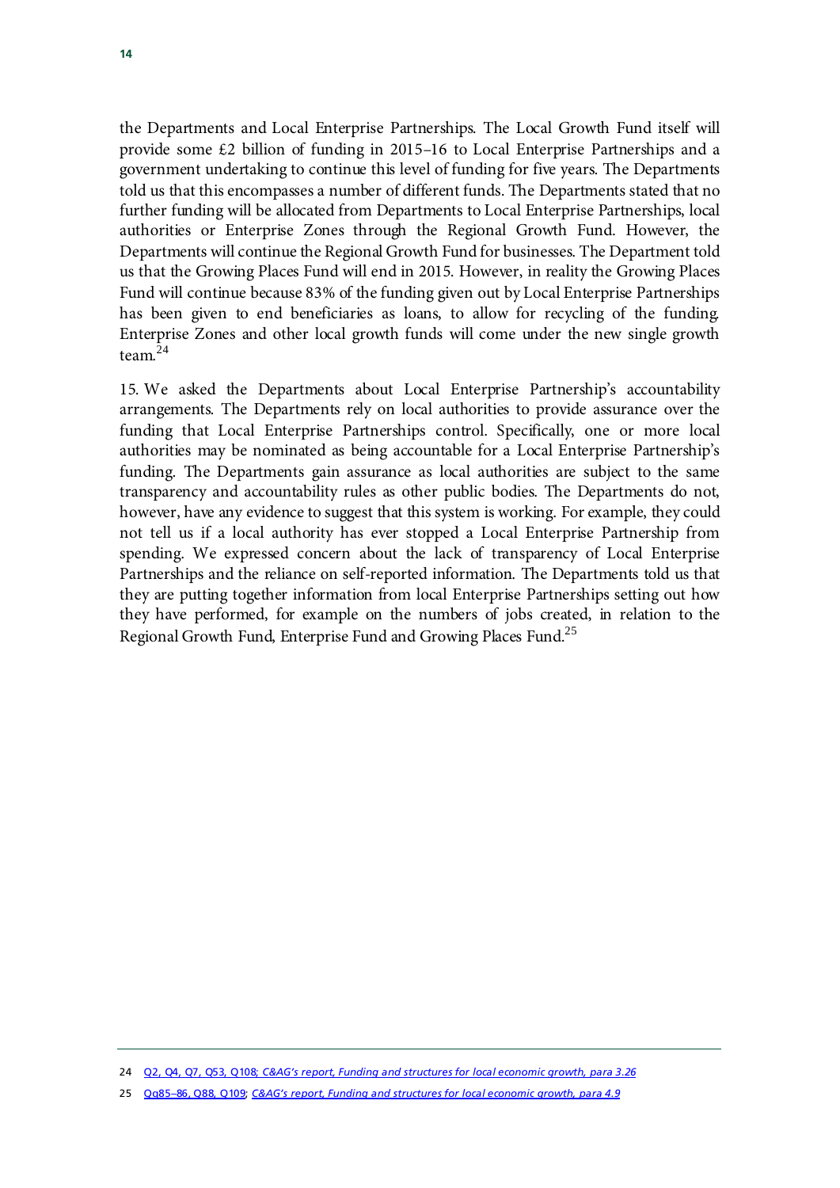the Departments and Local Enterprise Partnerships. The Local Growth Fund itself will provide some £2 billion of funding in 2015–16 to Local Enterprise Partnerships and a government undertaking to continue this level of funding for five years. The Departments told us that this encompasses a number of different funds. The Departments stated that no further funding will be allocated from Departments to Local Enterprise Partnerships, local authorities or Enterprise Zones through the Regional Growth Fund. However, the Departments will continue the Regional Growth Fund for businesses. The Department told us that the Growing Places Fund will end in 2015. However, in reality the Growing Places Fund will continue because 83% of the funding given out by Local Enterprise Partnerships has been given to end beneficiaries as loans, to allow for recycling of the funding. Enterprise Zones and other local growth funds will come under the new single growth team.[24]

15. We asked the Departments about Local Enterprise Partnership's accountability arrangements. The Departments rely on local authorities to provide assurance over the funding that Local Enterprise Partnerships control. Specifically, one or more local authorities may be nominated as being accountable for a Local Enterprise Partnership's funding. The Departments gain assurance as local authorities are subject to the same transparency and accountability rules as other public bodies. The Departments do not, however, have any evidence to suggest that this system is working. For example, they could not tell us if a local authority has ever stopped a Local Enterprise Partnership from spending. We expressed concern about the lack of transparency of Local Enterprise Partnerships and the reliance on self-reported information. The Departments told us that they are putting together information from local Enterprise Partnerships setting out how they have performed, for example on the numbers of jobs created, in relation to the Regional Growth Fund, Enterprise Fund and Growing Places Fund.[25]

---

24 Q2, Q4, Q7, Q53, Q108; *C&AG's report, Funding and structures for local economic growth, para 3.26*

25 Qq85–86, Q88, Q109; *C&AG's report, Funding and structures for local economic growth, para 4.9*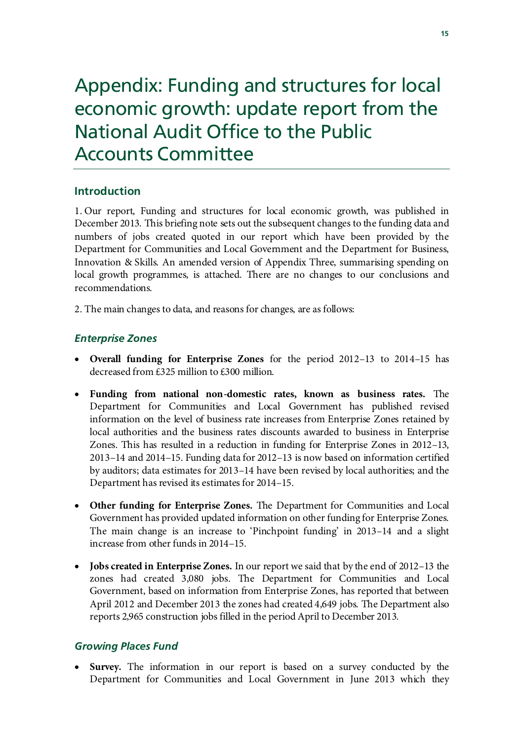# Appendix: Funding and structures for local economic growth: update report from the National Audit Office to the Public Accounts Committee

## Introduction

1. Our report, Funding and structures for local economic growth, was published in December 2013. This briefing note sets out the subsequent changes to the funding data and numbers of jobs created quoted in our report which have been provided by the Department for Communities and Local Government and the Department for Business, Innovation & Skills. An amended version of Appendix Three, summarising spending on local growth programmes, is attached. There are no changes to our conclusions and recommendations.

2. The main changes to data, and reasons for changes, are as follows:

### *Enterprise Zones*

- **Overall funding for Enterprise Zones** for the period 2012–13 to 2014–15 has decreased from £325 million to £300 million.
- **Funding from national non-domestic rates, known as business rates.** The Department for Communities and Local Government has published revised information on the level of business rate increases from Enterprise Zones retained by local authorities and the business rates discounts awarded to business in Enterprise Zones. This has resulted in a reduction in funding for Enterprise Zones in 2012–13, 2013–14 and 2014–15. Funding data for 2012–13 is now based on information certified by auditors; data estimates for 2013–14 have been revised by local authorities; and the Department has revised its estimates for 2014–15.
- **Other funding for Enterprise Zones.** The Department for Communities and Local Government has provided updated information on other funding for Enterprise Zones. The main change is an increase to 'Pinchpoint funding' in 2013–14 and a slight increase from other funds in 2014–15.
- **Jobs created in Enterprise Zones.** In our report we said that by the end of 2012–13 the zones had created 3,080 jobs. The Department for Communities and Local Government, based on information from Enterprise Zones, has reported that between April 2012 and December 2013 the zones had created 4,649 jobs. The Department also reports 2,965 construction jobs filled in the period April to December 2013.

### *Growing Places Fund*

- **Survey.** The information in our report is based on a survey conducted by the Department for Communities and Local Government in June 2013 which they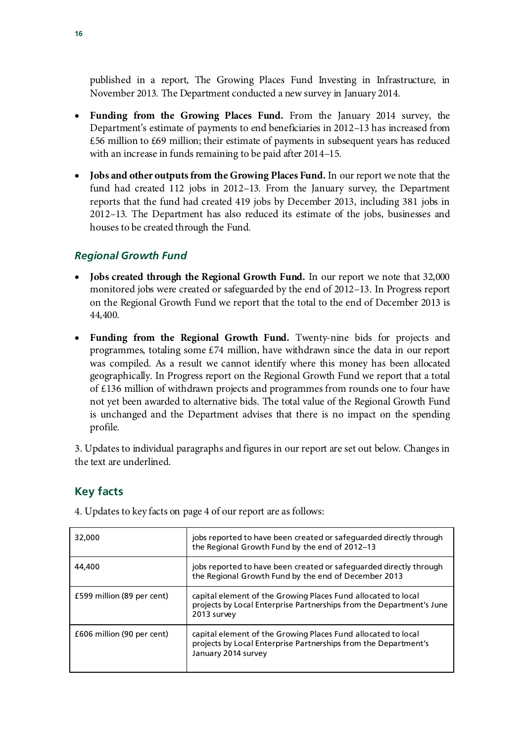published in a report, The Growing Places Fund Investing in Infrastructure, in November 2013. The Department conducted a new survey in January 2014.

- **Funding from the Growing Places Fund.** From the January 2014 survey, the Department's estimate of payments to end beneficiaries in 2012–13 has increased from £56 million to £69 million; their estimate of payments in subsequent years has reduced with an increase in funds remaining to be paid after 2014–15.
- **Jobs and other outputs from the Growing Places Fund.** In our report we note that the fund had created 112 jobs in 2012–13. From the January survey, the Department reports that the fund had created 419 jobs by December 2013, including 381 jobs in 2012–13. The Department has also reduced its estimate of the jobs, businesses and houses to be created through the Fund.

### *Regional Growth Fund*

- **Jobs created through the Regional Growth Fund.** In our report we note that 32,000 monitored jobs were created or safeguarded by the end of 2012–13. In Progress report on the Regional Growth Fund we report that the total to the end of December 2013 is 44,400.
- **Funding from the Regional Growth Fund.** Twenty-nine bids for projects and programmes, totaling some £74 million, have withdrawn since the data in our report was compiled. As a result we cannot identify where this money has been allocated geographically. In Progress report on the Regional Growth Fund we report that a total of £136 million of withdrawn projects and programmes from rounds one to four have not yet been awarded to alternative bids. The total value of the Regional Growth Fund is unchanged and the Department advises that there is no impact on the spending profile.

3. Updates to individual paragraphs and figures in our report are set out below. Changes in the text are underlined.

## Key facts

4. Updates to key facts on page 4 of our report are as follows:

| | |
|---|---|
| 32,000 | jobs reported to have been created or safeguarded directly through the Regional Growth Fund by the end of 2012–13 |
| 44,400 | jobs reported to have been created or safeguarded directly through the Regional Growth Fund by the end of December 2013 |
| £599 million (89 per cent) | capital element of the Growing Places Fund allocated to local projects by Local Enterprise Partnerships from the Department's June 2013 survey |
| £606 million (90 per cent) | capital element of the Growing Places Fund allocated to local projects by Local Enterprise Partnerships from the Department's January 2014 survey |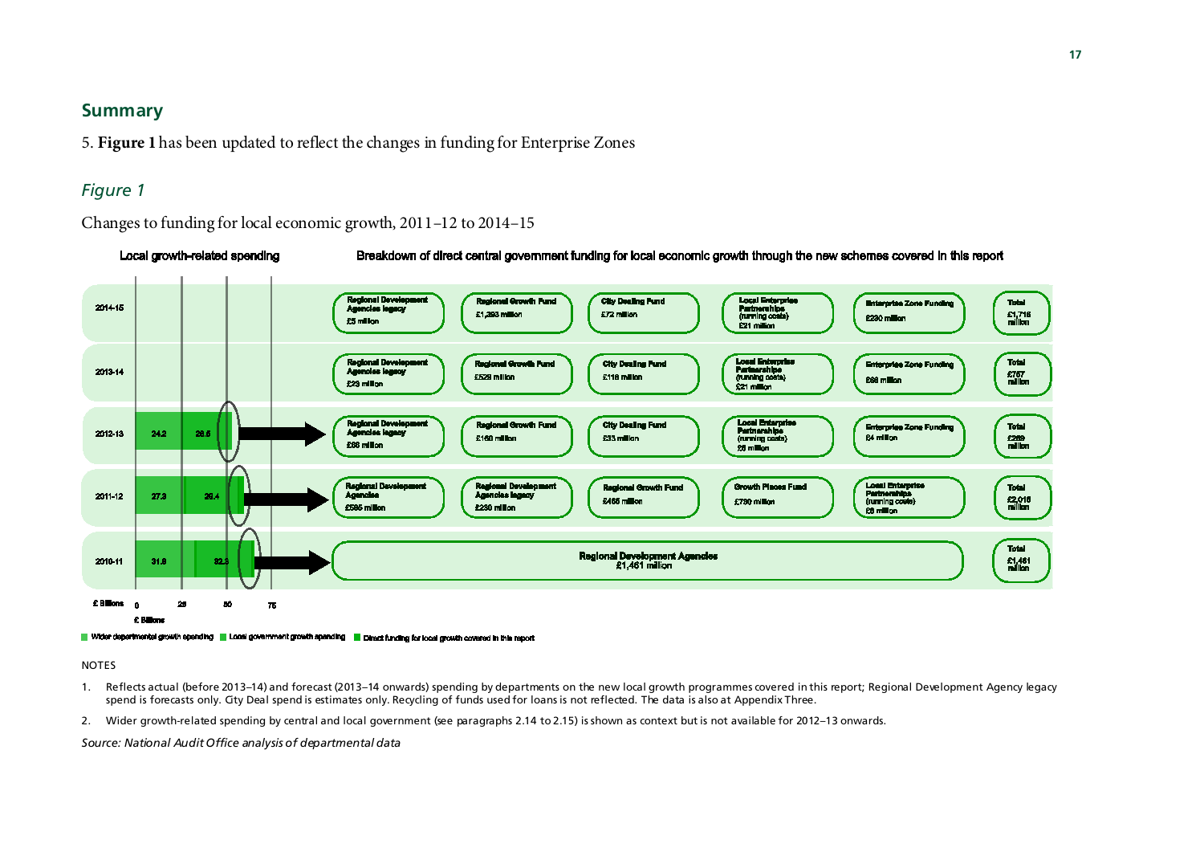## Summary

5. **Figure 1** has been updated to reflect the changes in funding for Enterprise Zones

### *Figure 1*

Changes to funding for local economic growth, 2011–12 to 2014–15

Local growth-related spending

Breakdown of direct central government funding for local economic growth through the new schemes covered in this report

| Year | Local growth-related spending (£ billions) | | | | | | Total |
|---|---|---|---|---|---|---|---|
| 2014-15 | | Regional Development Agencies legacy £5 million | Regional Growth Fund £1,393 million | City Dealing Fund £72 million | Local Enterprise Partnerships (running costs) £21 million | Enterprise Zone Funding £230 million | £1,716 million |
| 2013-14 | | Regional Development Agencies legacy £23 million | Regional Growth Fund £529 million | City Dealing Fund £116 million | Local Enterprise Partnerships (running costs) £21 million | Enterprise Zone Funding £68 million | £757 million |
| 2012-13 | 24.2 / 28.5 | Regional Development Agencies legacy £66 million | Regional Growth Fund £160 million | City Dealing Fund £33 million | Local Enterprise Partnerships (running costs) £6 million | Enterprise Zone Funding £4 million | £269 million |
| 2011-12 | 27.3 / 29.4 | Regional Development Agencies £595 million | Regional Development Agencies legacy £230 million | Regional Growth Fund £465 million | Growth Places Fund £730 million | Local Enterprise Partnerships (running costs) £6 million | £2,016 million |
| 2010-11 | 31.8 / 32.3 | Regional Development Agencies £1,461 million | | | | | £1,461 million |

£ Billions: 0, 25, 50, 75

■ Wider departmental growth spending ■ Local government growth spending ■ Direct funding for local growth covered in this report

NOTES

1. Reflects actual (before 2013–14) and forecast (2013–14 onwards) spending by departments on the new local growth programmes covered in this report; Regional Development Agency legacy spend is forecasts only. City Deal spend is estimates only. Recycling of funds used for loans is not reflected. The data is also at Appendix Three.

2. Wider growth-related spending by central and local government (see paragraphs 2.14 to 2.15) is shown as context but is not available for 2012–13 onwards.

*Source: National Audit Office analysis of departmental data*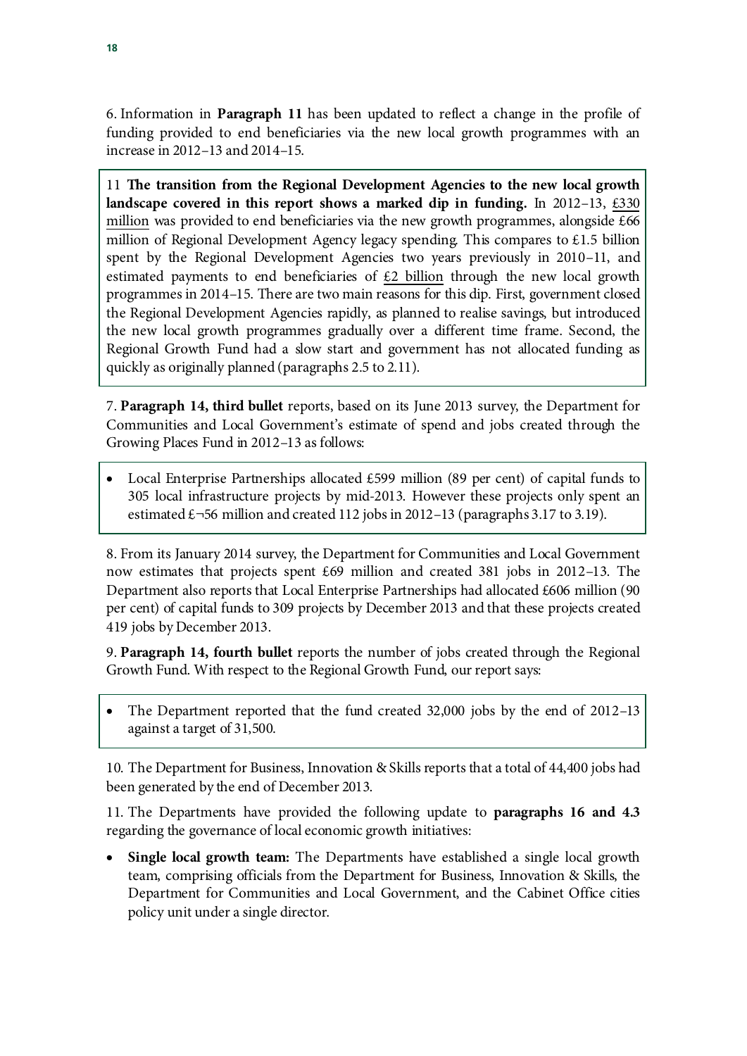6. Information in **Paragraph 11** has been updated to reflect a change in the profile of funding provided to end beneficiaries via the new local growth programmes with an increase in 2012–13 and 2014–15.

> 11 **The transition from the Regional Development Agencies to the new local growth landscape covered in this report shows a marked dip in funding.** In 2012–13, £330 million was provided to end beneficiaries via the new growth programmes, alongside £66 million of Regional Development Agency legacy spending. This compares to £1.5 billion spent by the Regional Development Agencies two years previously in 2010–11, and estimated payments to end beneficiaries of £2 billion through the new local growth programmes in 2014–15. There are two main reasons for this dip. First, government closed the Regional Development Agencies rapidly, as planned to realise savings, but introduced the new local growth programmes gradually over a different time frame. Second, the Regional Growth Fund had a slow start and government has not allocated funding as quickly as originally planned (paragraphs 2.5 to 2.11).

7. **Paragraph 14, third bullet** reports, based on its June 2013 survey, the Department for Communities and Local Government's estimate of spend and jobs created through the Growing Places Fund in 2012–13 as follows:

> - Local Enterprise Partnerships allocated £599 million (89 per cent) of capital funds to 305 local infrastructure projects by mid-2013. However these projects only spent an estimated £¬56 million and created 112 jobs in 2012–13 (paragraphs 3.17 to 3.19).

8. From its January 2014 survey, the Department for Communities and Local Government now estimates that projects spent £69 million and created 381 jobs in 2012–13. The Department also reports that Local Enterprise Partnerships had allocated £606 million (90 per cent) of capital funds to 309 projects by December 2013 and that these projects created 419 jobs by December 2013.

9. **Paragraph 14, fourth bullet** reports the number of jobs created through the Regional Growth Fund. With respect to the Regional Growth Fund, our report says:

> - The Department reported that the fund created 32,000 jobs by the end of 2012–13 against a target of 31,500.

10. The Department for Business, Innovation & Skills reports that a total of 44,400 jobs had been generated by the end of December 2013.

11. The Departments have provided the following update to **paragraphs 16 and 4.3** regarding the governance of local economic growth initiatives:

- **Single local growth team:** The Departments have established a single local growth team, comprising officials from the Department for Business, Innovation & Skills, the Department for Communities and Local Government, and the Cabinet Office cities policy unit under a single director.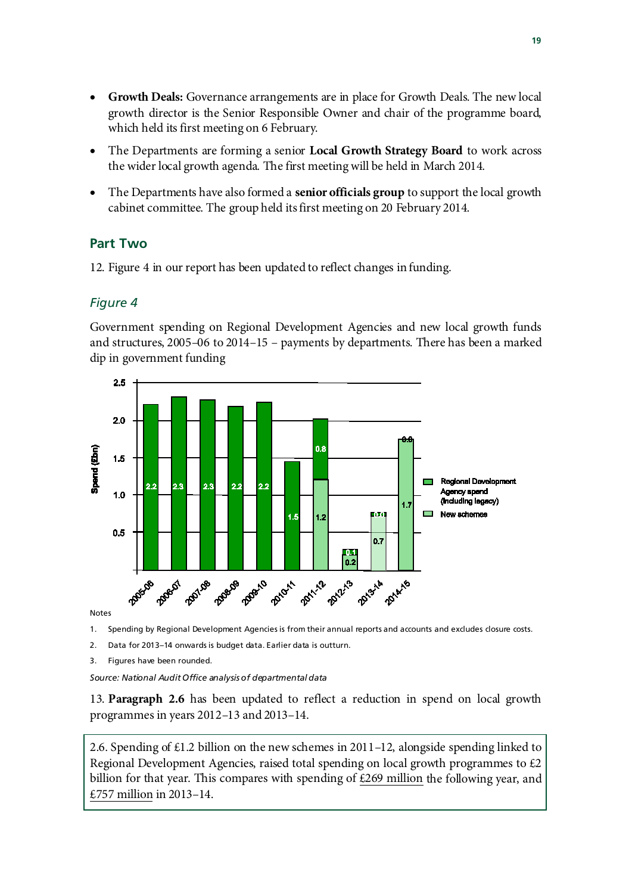- **Growth Deals:** Governance arrangements are in place for Growth Deals. The new local growth director is the Senior Responsible Owner and chair of the programme board, which held its first meeting on 6 February.
- The Departments are forming a senior **Local Growth Strategy Board** to work across the wider local growth agenda. The first meeting will be held in March 2014.
- The Departments have also formed a **senior officials group** to support the local growth cabinet committee. The group held its first meeting on 20 February 2014.

## Part Two

12. Figure 4 in our report has been updated to reflect changes in funding.

### *Figure 4*

Government spending on Regional Development Agencies and new local growth funds and structures, 2005–06 to 2014–15 – payments by departments. There has been a marked dip in government funding

| Year | Regional Development Agency spend (including legacy) (£bn) | New schemes (£bn) |
|---|---|---|
| 2005-06 | 2.2 | |
| 2006-07 | 2.3 | |
| 2007-08 | 2.3 | |
| 2008-09 | 2.2 | |
| 2009-10 | 2.2 | |
| 2010-11 | 1.5 | |
| 2011-12 | 0.8 | 1.2 |
| 2012-13 | 0.1 | 0.2 |
| 2013-14 | 0.0 | 0.7 |
| 2014-15 | 0.0 | 1.7 |

Notes

1. Spending by Regional Development Agencies is from their annual reports and accounts and excludes closure costs.
2. Data for 2013–14 onwards is budget data. Earlier data is outturn.
3. Figures have been rounded.

*Source: National Audit Office analysis of departmental data*

13. **Paragraph 2.6** has been updated to reflect a reduction in spend on local growth programmes in years 2012–13 and 2013–14.

> 2.6. Spending of £1.2 billion on the new schemes in 2011–12, alongside spending linked to Regional Development Agencies, raised total spending on local growth programmes to £2 billion for that year. This compares with spending of <u>£269 million</u> the following year, and <u>£757 million</u> in 2013–14.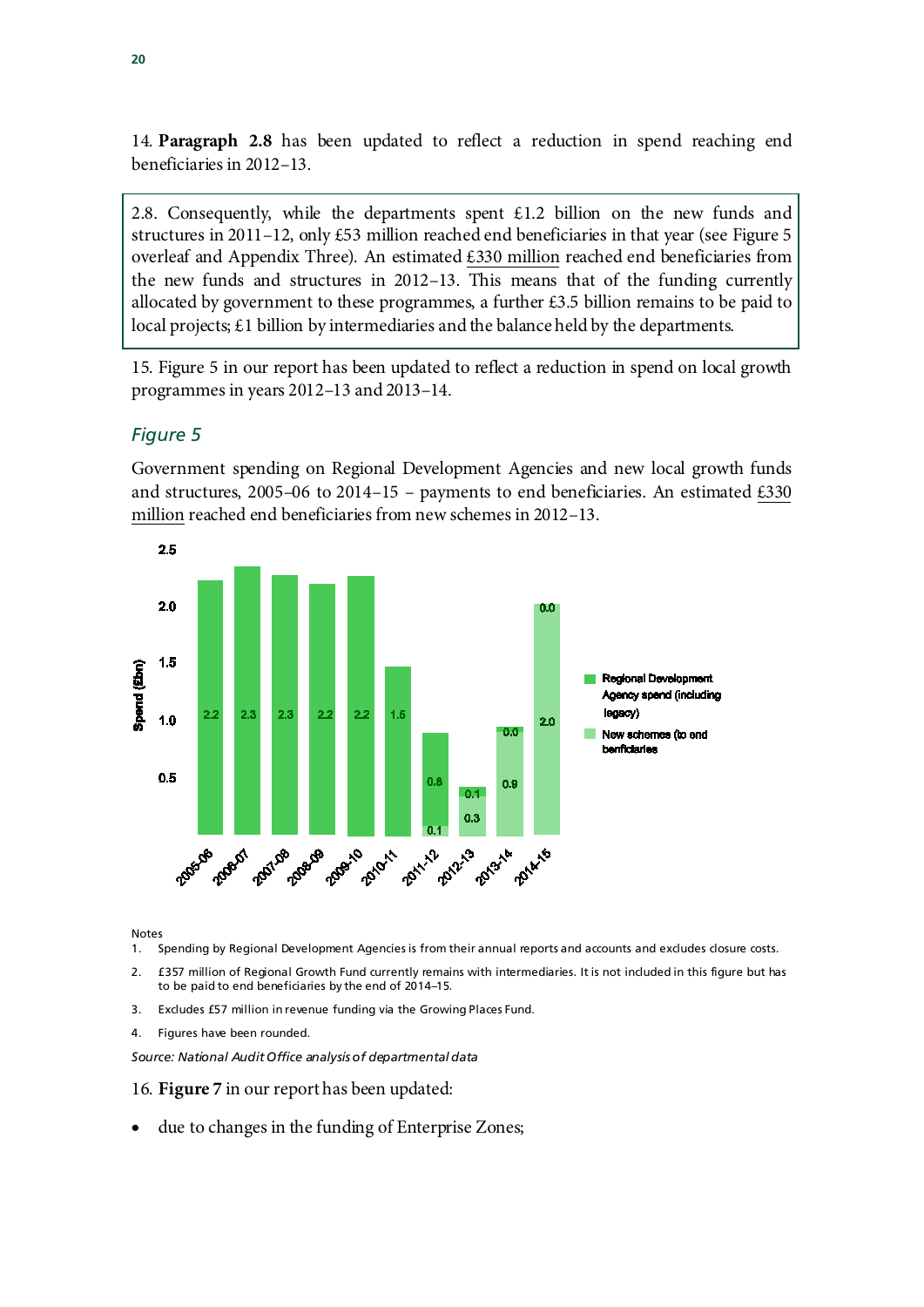14. **Paragraph 2.8** has been updated to reflect a reduction in spend reaching end beneficiaries in 2012–13.

> 2.8. Consequently, while the departments spent £1.2 billion on the new funds and structures in 2011–12, only £53 million reached end beneficiaries in that year (see Figure 5 overleaf and Appendix Three). An estimated £330 million reached end beneficiaries from the new funds and structures in 2012–13. This means that of the funding currently allocated by government to these programmes, a further £3.5 billion remains to be paid to local projects; £1 billion by intermediaries and the balance held by the departments.

15. Figure 5 in our report has been updated to reflect a reduction in spend on local growth programmes in years 2012–13 and 2013–14.

### *Figure 5*

Government spending on Regional Development Agencies and new local growth funds and structures, 2005–06 to 2014–15 – payments to end beneficiaries. An estimated £330 million reached end beneficiaries from new schemes in 2012–13.

| Year | Regional Development Agency spend (including legacy) (£bn) | New schemes (to end beneficiaries) (£bn) |
|---|---|---|
| 2005-06 | 2.2 | |
| 2006-07 | 2.3 | |
| 2007-08 | 2.3 | |
| 2008-09 | 2.2 | |
| 2009-10 | 2.2 | |
| 2010-11 | 1.5 | |
| 2011-12 | 0.8 | 0.1 |
| 2012-13 | 0.1 | 0.3 |
| 2013-14 | 0.0 | 0.9 |
| 2014-15 | 0.0 | 2.0 |

Notes

1. Spending by Regional Development Agencies is from their annual reports and accounts and excludes closure costs.
2. £357 million of Regional Growth Fund currently remains with intermediaries. It is not included in this figure but has to be paid to end beneficiaries by the end of 2014–15.
3. Excludes £57 million in revenue funding via the Growing Places Fund.
4. Figures have been rounded.

*Source: National Audit Office analysis of departmental data*

16. **Figure 7** in our report has been updated:

- due to changes in the funding of Enterprise Zones;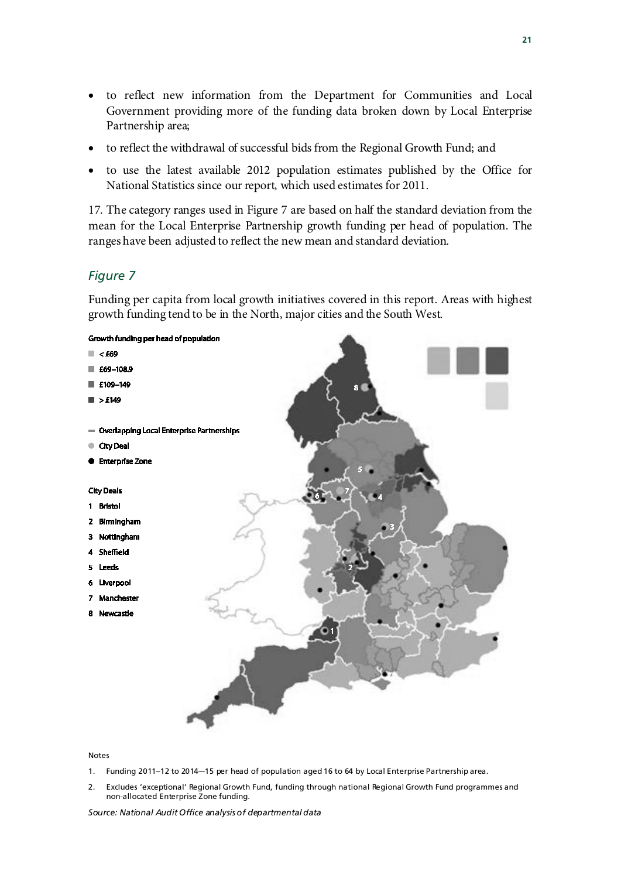- to reflect new information from the Department for Communities and Local Government providing more of the funding data broken down by Local Enterprise Partnership area;
- to reflect the withdrawal of successful bids from the Regional Growth Fund; and
- to use the latest available 2012 population estimates published by the Office for National Statistics since our report, which used estimates for 2011.

17. The category ranges used in Figure 7 are based on half the standard deviation from the mean for the Local Enterprise Partnership growth funding per head of population. The ranges have been adjusted to reflect the new mean and standard deviation.

### *Figure 7*

Funding per capita from local growth initiatives covered in this report. Areas with highest growth funding tend to be in the North, major cities and the South West.

Growth funding per head of population

- < £69
- £69–108.9
- £109–149
- > £149

- Overlapping Local Enterprise Partnerships
- City Deal
- Enterprise Zone

City Deals

1. Bristol
2. Birmingham
3. Nottingham
4. Sheffield
5. Leeds
6. Liverpool
7. Manchester
8. Newcastle

Notes

1. Funding 2011–12 to 2014—15 per head of population aged 16 to 64 by Local Enterprise Partnership area.
2. Excludes 'exceptional' Regional Growth Fund, funding through national Regional Growth Fund programmes and non-allocated Enterprise Zone funding.

*Source: National Audit Office analysis of departmental data*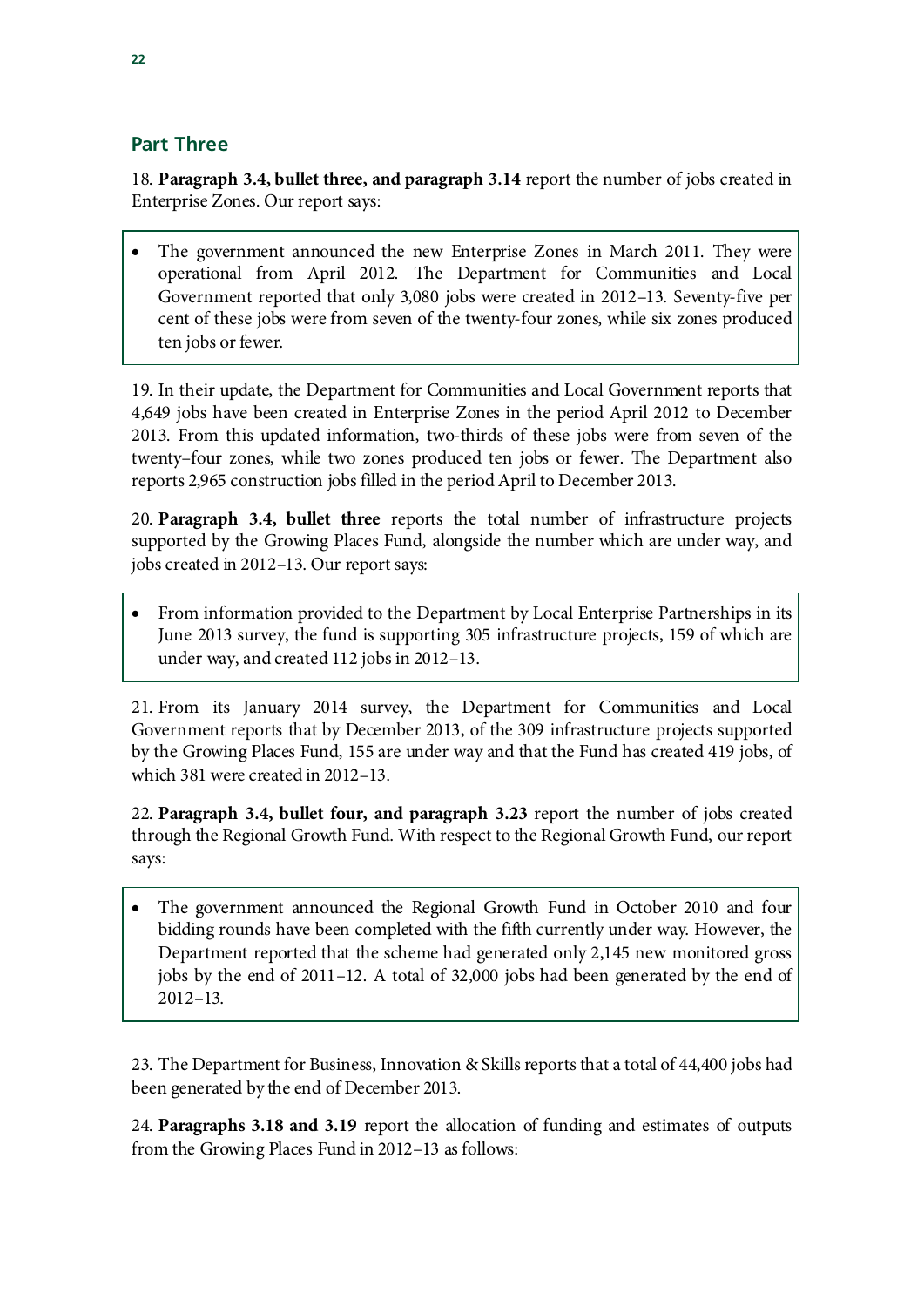## Part Three

18. **Paragraph 3.4, bullet three, and paragraph 3.14** report the number of jobs created in Enterprise Zones. Our report says:

> - The government announced the new Enterprise Zones in March 2011. They were operational from April 2012. The Department for Communities and Local Government reported that only 3,080 jobs were created in 2012–13. Seventy-five per cent of these jobs were from seven of the twenty-four zones, while six zones produced ten jobs or fewer.

19. In their update, the Department for Communities and Local Government reports that 4,649 jobs have been created in Enterprise Zones in the period April 2012 to December 2013. From this updated information, two-thirds of these jobs were from seven of the twenty–four zones, while two zones produced ten jobs or fewer. The Department also reports 2,965 construction jobs filled in the period April to December 2013.

20. **Paragraph 3.4, bullet three** reports the total number of infrastructure projects supported by the Growing Places Fund, alongside the number which are under way, and jobs created in 2012–13. Our report says:

> - From information provided to the Department by Local Enterprise Partnerships in its June 2013 survey, the fund is supporting 305 infrastructure projects, 159 of which are under way, and created 112 jobs in 2012–13.

21. From its January 2014 survey, the Department for Communities and Local Government reports that by December 2013, of the 309 infrastructure projects supported by the Growing Places Fund, 155 are under way and that the Fund has created 419 jobs, of which 381 were created in 2012–13.

22. **Paragraph 3.4, bullet four, and paragraph 3.23** report the number of jobs created through the Regional Growth Fund. With respect to the Regional Growth Fund, our report says:

> - The government announced the Regional Growth Fund in October 2010 and four bidding rounds have been completed with the fifth currently under way. However, the Department reported that the scheme had generated only 2,145 new monitored gross jobs by the end of 2011–12. A total of 32,000 jobs had been generated by the end of 2012–13.

23. The Department for Business, Innovation & Skills reports that a total of 44,400 jobs had been generated by the end of December 2013.

24. **Paragraphs 3.18 and 3.19** report the allocation of funding and estimates of outputs from the Growing Places Fund in 2012–13 as follows: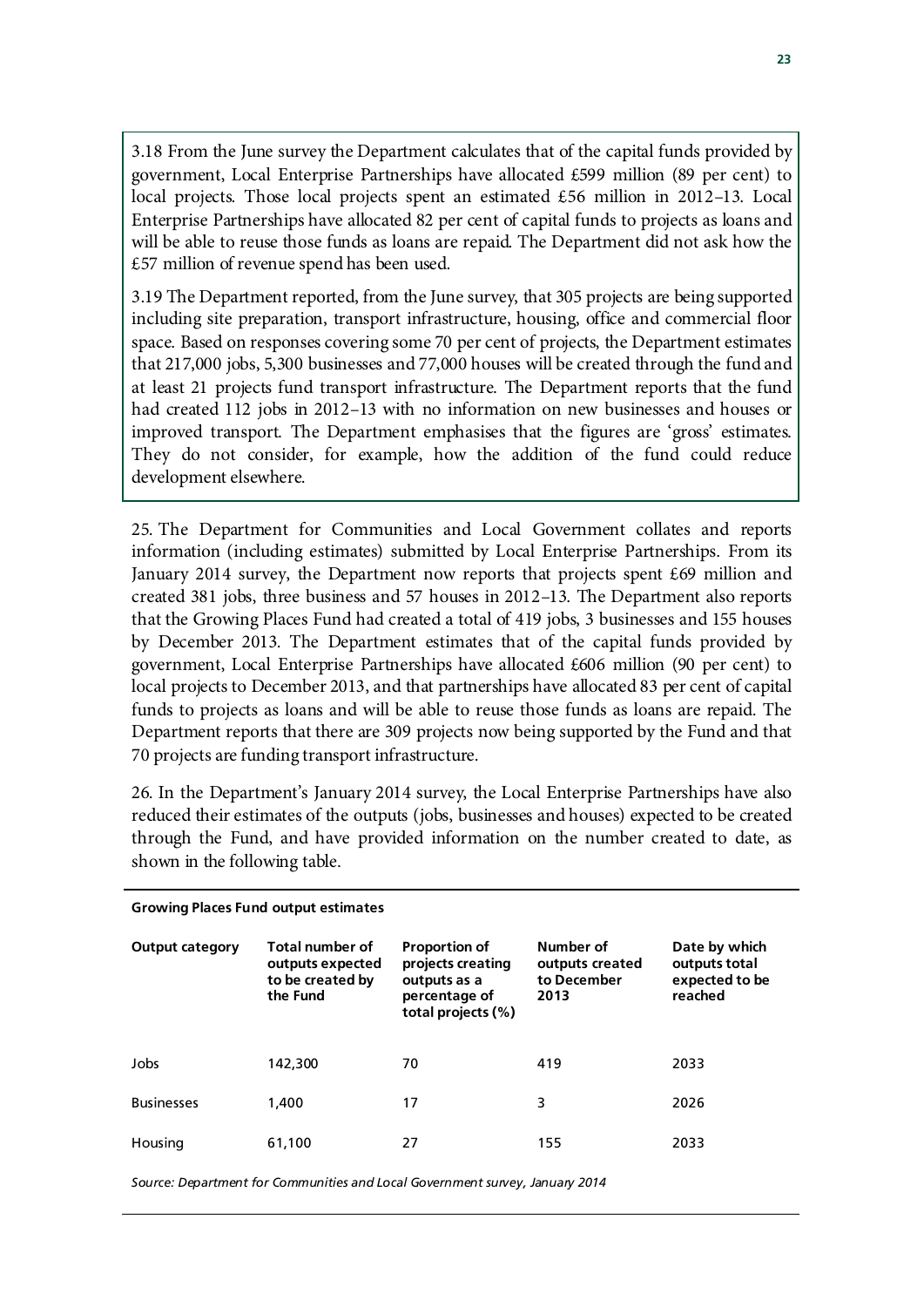3.18 From the June survey the Department calculates that of the capital funds provided by government, Local Enterprise Partnerships have allocated £599 million (89 per cent) to local projects. Those local projects spent an estimated £56 million in 2012–13. Local Enterprise Partnerships have allocated 82 per cent of capital funds to projects as loans and will be able to reuse those funds as loans are repaid. The Department did not ask how the £57 million of revenue spend has been used.

3.19 The Department reported, from the June survey, that 305 projects are being supported including site preparation, transport infrastructure, housing, office and commercial floor space. Based on responses covering some 70 per cent of projects, the Department estimates that 217,000 jobs, 5,300 businesses and 77,000 houses will be created through the fund and at least 21 projects fund transport infrastructure. The Department reports that the fund had created 112 jobs in 2012–13 with no information on new businesses and houses or improved transport. The Department emphasises that the figures are 'gross' estimates. They do not consider, for example, how the addition of the fund could reduce development elsewhere.

25. The Department for Communities and Local Government collates and reports information (including estimates) submitted by Local Enterprise Partnerships. From its January 2014 survey, the Department now reports that projects spent £69 million and created 381 jobs, three business and 57 houses in 2012–13. The Department also reports that the Growing Places Fund had created a total of 419 jobs, 3 businesses and 155 houses by December 2013. The Department estimates that of the capital funds provided by government, Local Enterprise Partnerships have allocated £606 million (90 per cent) to local projects to December 2013, and that partnerships have allocated 83 per cent of capital funds to projects as loans and will be able to reuse those funds as loans are repaid. The Department reports that there are 309 projects now being supported by the Fund and that 70 projects are funding transport infrastructure.

26. In the Department's January 2014 survey, the Local Enterprise Partnerships have also reduced their estimates of the outputs (jobs, businesses and houses) expected to be created through the Fund, and have provided information on the number created to date, as shown in the following table.

**Growing Places Fund output estimates**

| Output category | Total number of outputs expected to be created by the Fund | Proportion of projects creating outputs as a percentage of total projects (%) | Number of outputs created to December 2013 | Date by which outputs total expected to be reached |
|---|---|---|---|---|
| Jobs | 142,300 | 70 | 419 | 2033 |
| Businesses | 1,400 | 17 | 3 | 2026 |
| Housing | 61,100 | 27 | 155 | 2033 |

*Source: Department for Communities and Local Government survey, January 2014*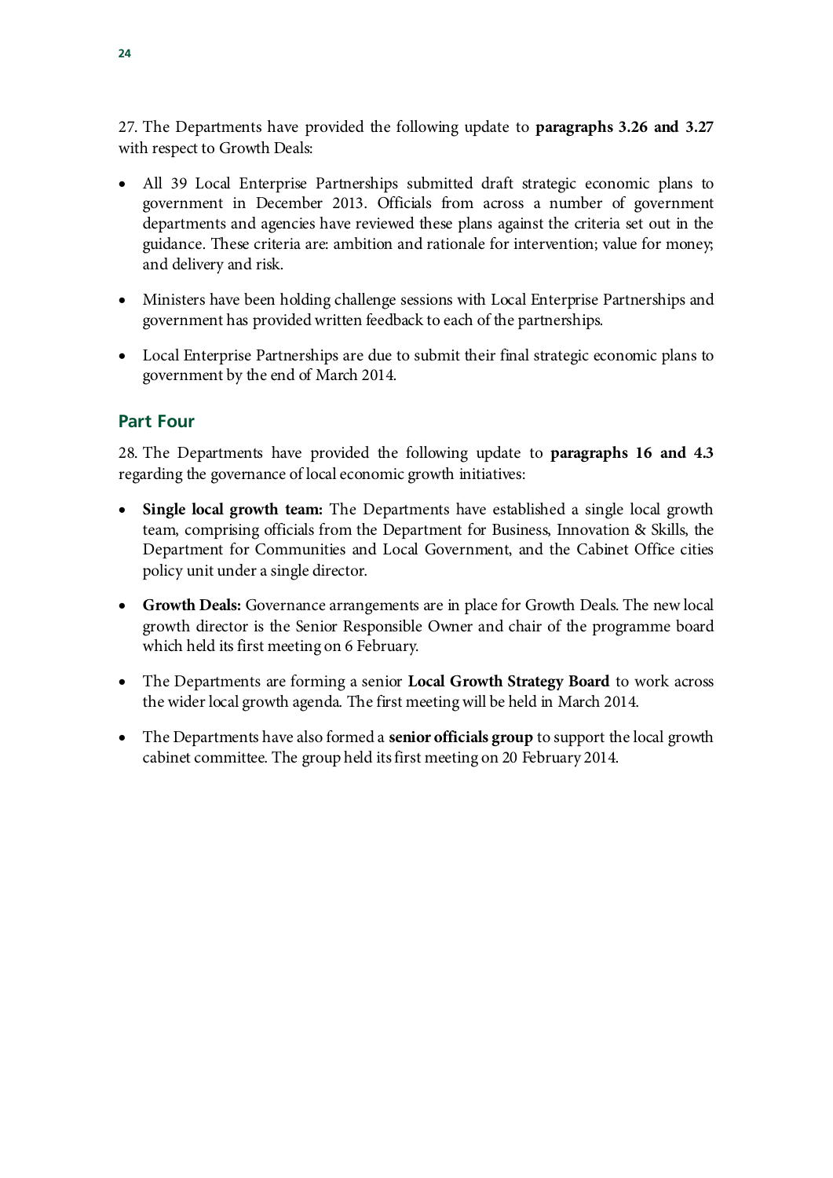27. The Departments have provided the following update to **paragraphs 3.26 and 3.27** with respect to Growth Deals:

- All 39 Local Enterprise Partnerships submitted draft strategic economic plans to government in December 2013. Officials from across a number of government departments and agencies have reviewed these plans against the criteria set out in the guidance. These criteria are: ambition and rationale for intervention; value for money; and delivery and risk.
- Ministers have been holding challenge sessions with Local Enterprise Partnerships and government has provided written feedback to each of the partnerships.
- Local Enterprise Partnerships are due to submit their final strategic economic plans to government by the end of March 2014.

## Part Four

28. The Departments have provided the following update to **paragraphs 16 and 4.3** regarding the governance of local economic growth initiatives:

- **Single local growth team:** The Departments have established a single local growth team, comprising officials from the Department for Business, Innovation & Skills, the Department for Communities and Local Government, and the Cabinet Office cities policy unit under a single director.
- **Growth Deals:** Governance arrangements are in place for Growth Deals. The new local growth director is the Senior Responsible Owner and chair of the programme board which held its first meeting on 6 February.
- The Departments are forming a senior **Local Growth Strategy Board** to work across the wider local growth agenda. The first meeting will be held in March 2014.
- The Departments have also formed a **senior officials group** to support the local growth cabinet committee. The group held its first meeting on 20 February 2014.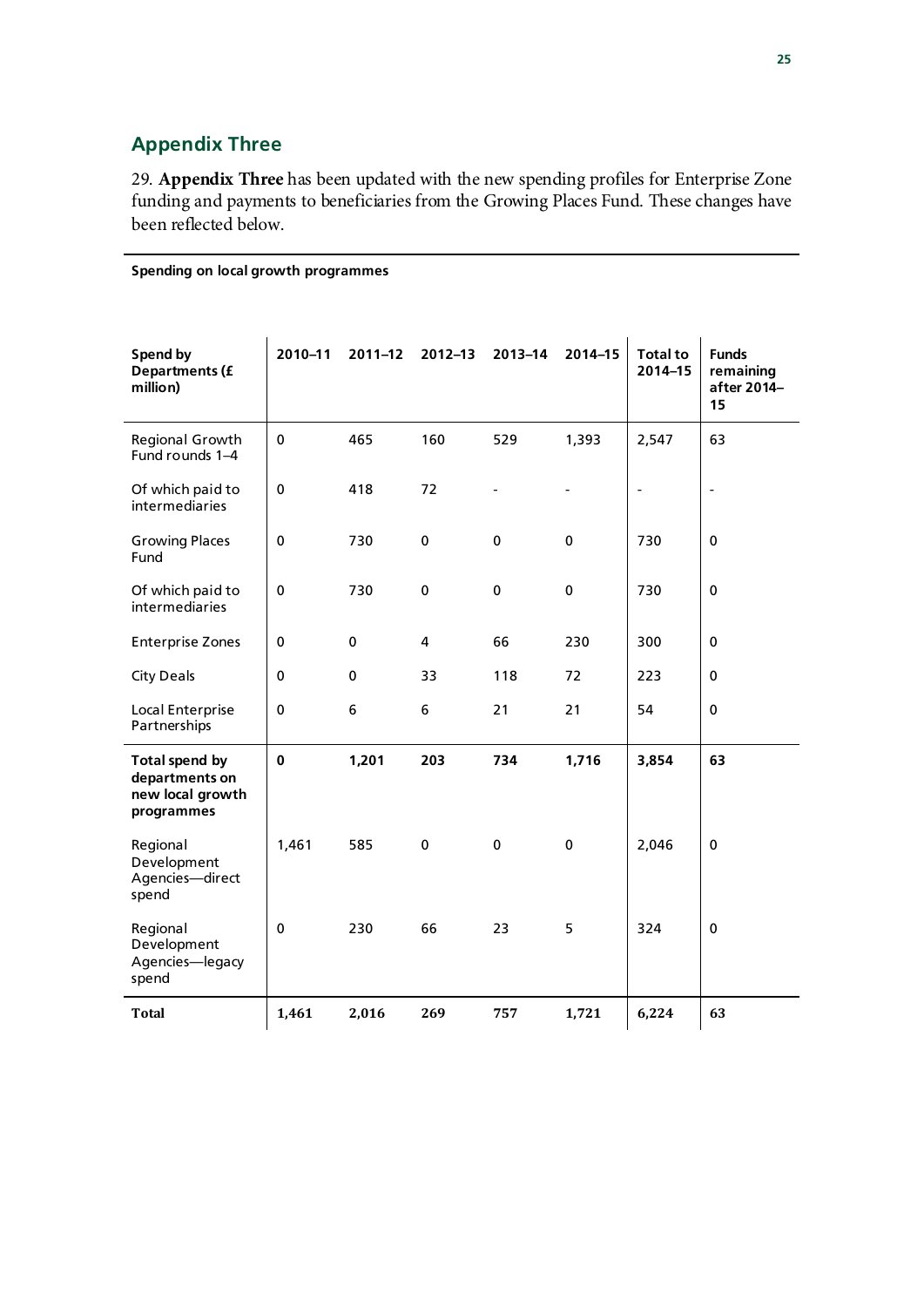## Appendix Three

29. **Appendix Three** has been updated with the new spending profiles for Enterprise Zone funding and payments to beneficiaries from the Growing Places Fund. These changes have been reflected below.

**Spending on local growth programmes**

| Spend by Departments (£ million) | 2010–11 | 2011–12 | 2012–13 | 2013–14 | 2014–15 | Total to 2014–15 | Funds remaining after 2014–15 |
|---|---|---|---|---|---|---|---|
| Regional Growth Fund rounds 1–4 | 0 | 465 | 160 | 529 | 1,393 | 2,547 | 63 |
| Of which paid to intermediaries | 0 | 418 | 72 | - | - | - | - |
| Growing Places Fund | 0 | 730 | 0 | 0 | 0 | 730 | 0 |
| Of which paid to intermediaries | 0 | 730 | 0 | 0 | 0 | 730 | 0 |
| Enterprise Zones | 0 | 0 | 4 | 66 | 230 | 300 | 0 |
| City Deals | 0 | 0 | 33 | 118 | 72 | 223 | 0 |
| Local Enterprise Partnerships | 0 | 6 | 6 | 21 | 21 | 54 | 0 |
| **Total spend by departments on new local growth programmes** | **0** | **1,201** | **203** | **734** | **1,716** | **3,854** | **63** |
| Regional Development Agencies—direct spend | 1,461 | 585 | 0 | 0 | 0 | 2,046 | 0 |
| Regional Development Agencies—legacy spend | 0 | 230 | 66 | 23 | 5 | 324 | 0 |
| **Total** | **1,461** | **2,016** | **269** | **757** | **1,721** | **6,224** | **63** |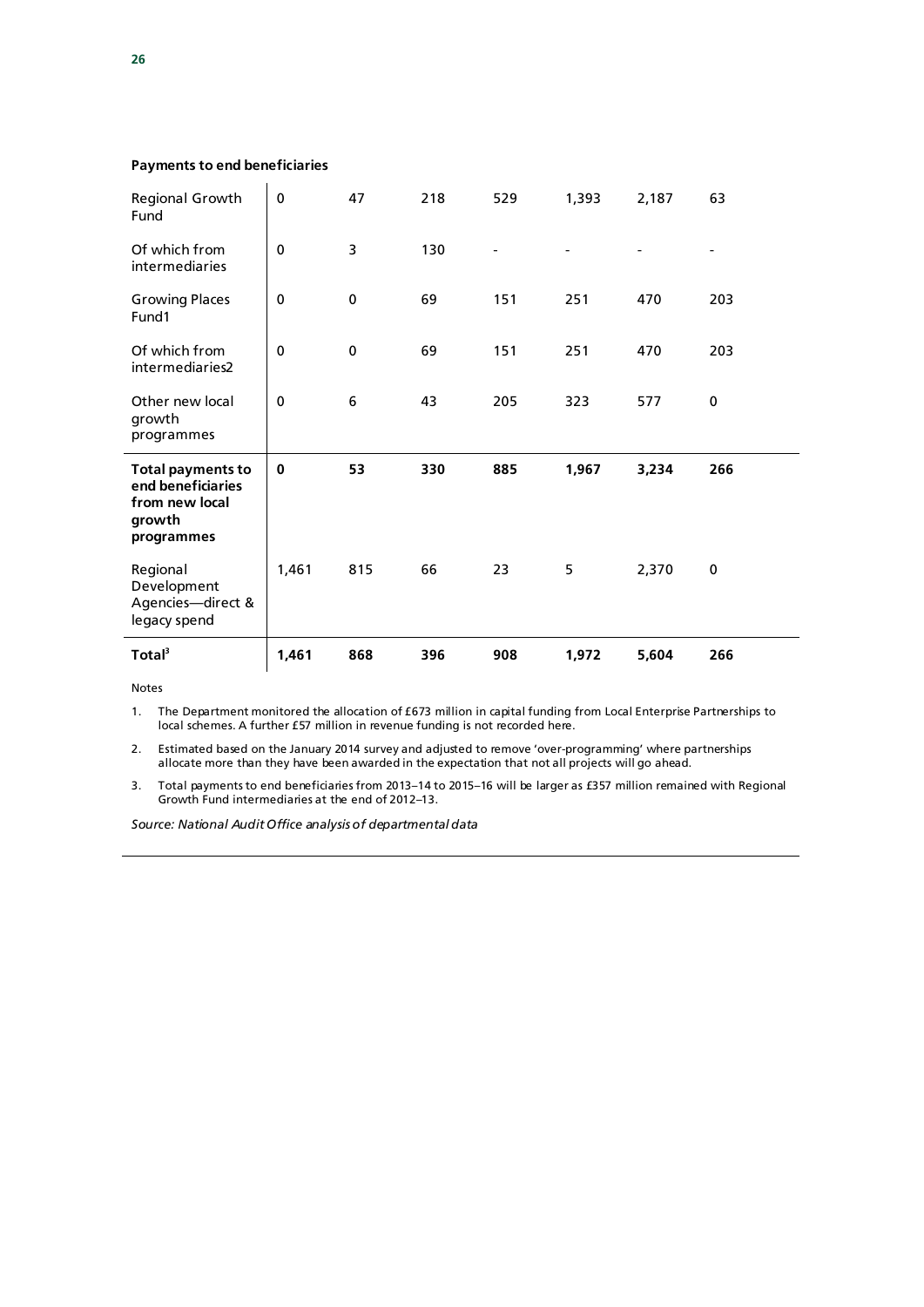**Payments to end beneficiaries**

| | | | | | | | |
|---|---|---|---|---|---|---|---|
| Regional Growth Fund | 0 | 47 | 218 | 529 | 1,393 | 2,187 | 63 |
| Of which from intermediaries | 0 | 3 | 130 | - | - | - | - |
| Growing Places Fund1 | 0 | 0 | 69 | 151 | 251 | 470 | 203 |
| Of which from intermediaries2 | 0 | 0 | 69 | 151 | 251 | 470 | 203 |
| Other new local growth programmes | 0 | 6 | 43 | 205 | 323 | 577 | 0 |
| **Total payments to end beneficiaries from new local growth programmes** | **0** | **53** | **330** | **885** | **1,967** | **3,234** | **266** |
| Regional Development Agencies—direct & legacy spend | 1,461 | 815 | 66 | 23 | 5 | 2,370 | 0 |
| **Total[3]** | **1,461** | **868** | **396** | **908** | **1,972** | **5,604** | **266** |

Notes

1. The Department monitored the allocation of £673 million in capital funding from Local Enterprise Partnerships to local schemes. A further £57 million in revenue funding is not recorded here.
2. Estimated based on the January 2014 survey and adjusted to remove 'over-programming' where partnerships allocate more than they have been awarded in the expectation that not all projects will go ahead.
3. Total payments to end beneficiaries from 2013–14 to 2015–16 will be larger as £357 million remained with Regional Growth Fund intermediaries at the end of 2012–13.

*Source: National Audit Office analysis of departmental data*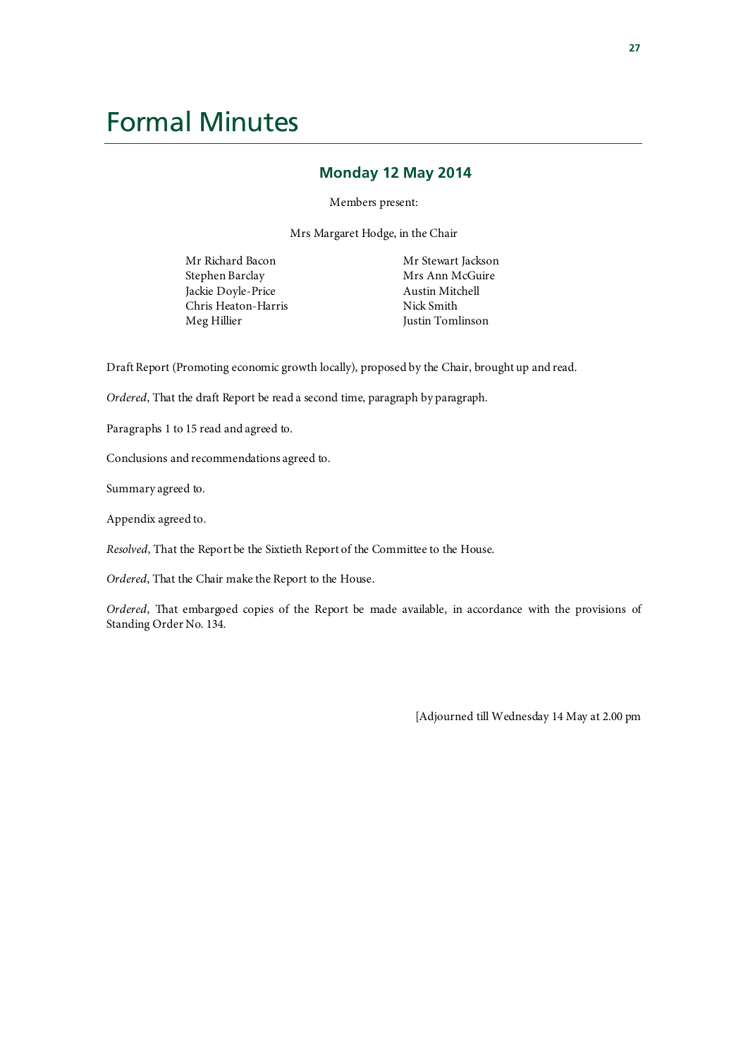# Formal Minutes

## Monday 12 May 2014

Members present:

Mrs Margaret Hodge, in the Chair

Mr Richard Bacon
Stephen Barclay
Jackie Doyle-Price
Chris Heaton-Harris
Meg Hillier
Mr Stewart Jackson
Mrs Ann McGuire
Austin Mitchell
Nick Smith
Justin Tomlinson

Draft Report (Promoting economic growth locally), proposed by the Chair, brought up and read.

*Ordered*, That the draft Report be read a second time, paragraph by paragraph.

Paragraphs 1 to 15 read and agreed to.

Conclusions and recommendations agreed to.

Summary agreed to.

Appendix agreed to.

*Resolved*, That the Report be the Sixtieth Report of the Committee to the House.

*Ordered*, That the Chair make the Report to the House.

*Ordered*, That embargoed copies of the Report be made available, in accordance with the provisions of Standing Order No. 134.

[Adjourned till Wednesday 14 May at 2.00 pm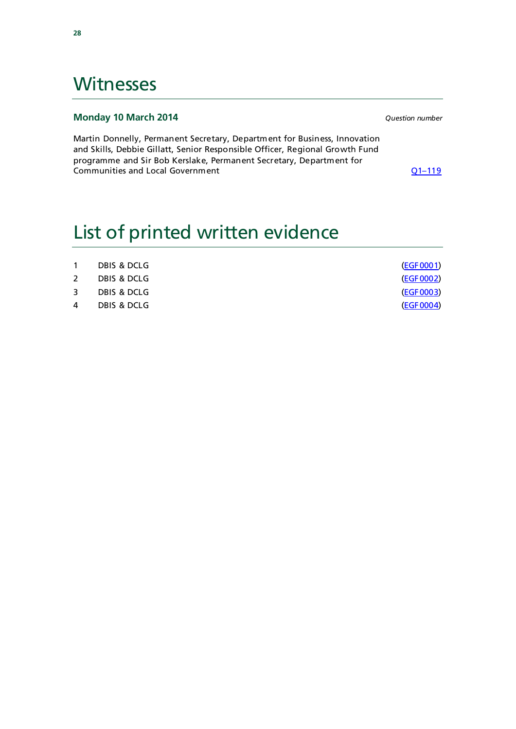# Witnesses

**Monday 10 March 2014** *Question number*

Martin Donnelly, Permanent Secretary, Department for Business, Innovation and Skills, Debbie Gillatt, Senior Responsible Officer, Regional Growth Fund programme and Sir Bob Kerslake, Permanent Secretary, Department for Communities and Local Government Q1–119

# List of printed written evidence

| | | |
|---|---|---|
| 1 | DBIS & DCLG | (EGF0001) |
| 2 | DBIS & DCLG | (EGF0002) |
| 3 | DBIS & DCLG | (EGF0003) |
| 4 | DBIS & DCLG | (EGF0004) |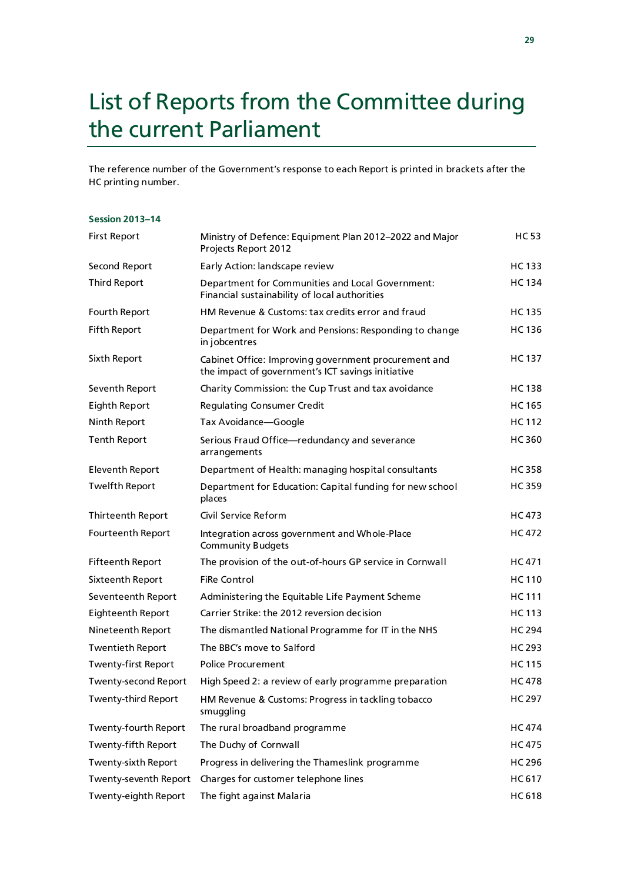# List of Reports from the Committee during the current Parliament

The reference number of the Government's response to each Report is printed in brackets after the HC printing number.

### Session 2013–14

| | | |
|---|---|---|
| First Report | Ministry of Defence: Equipment Plan 2012–2022 and Major Projects Report 2012 | HC 53 |
| Second Report | Early Action: landscape review | HC 133 |
| Third Report | Department for Communities and Local Government: Financial sustainability of local authorities | HC 134 |
| Fourth Report | HM Revenue & Customs: tax credits error and fraud | HC 135 |
| Fifth Report | Department for Work and Pensions: Responding to change in jobcentres | HC 136 |
| Sixth Report | Cabinet Office: Improving government procurement and the impact of government's ICT savings initiative | HC 137 |
| Seventh Report | Charity Commission: the Cup Trust and tax avoidance | HC 138 |
| Eighth Report | Regulating Consumer Credit | HC 165 |
| Ninth Report | Tax Avoidance—Google | HC 112 |
| Tenth Report | Serious Fraud Office—redundancy and severance arrangements | HC 360 |
| Eleventh Report | Department of Health: managing hospital consultants | HC 358 |
| Twelfth Report | Department for Education: Capital funding for new school places | HC 359 |
| Thirteenth Report | Civil Service Reform | HC 473 |
| Fourteenth Report | Integration across government and Whole-Place Community Budgets | HC 472 |
| Fifteenth Report | The provision of the out-of-hours GP service in Cornwall | HC 471 |
| Sixteenth Report | FiRe Control | HC 110 |
| Seventeenth Report | Administering the Equitable Life Payment Scheme | HC 111 |
| Eighteenth Report | Carrier Strike: the 2012 reversion decision | HC 113 |
| Nineteenth Report | The dismantled National Programme for IT in the NHS | HC 294 |
| Twentieth Report | The BBC's move to Salford | HC 293 |
| Twenty-first Report | Police Procurement | HC 115 |
| Twenty-second Report | High Speed 2: a review of early programme preparation | HC 478 |
| Twenty-third Report | HM Revenue & Customs: Progress in tackling tobacco smuggling | HC 297 |
| Twenty-fourth Report | The rural broadband programme | HC 474 |
| Twenty-fifth Report | The Duchy of Cornwall | HC 475 |
| Twenty-sixth Report | Progress in delivering the Thameslink programme | HC 296 |
| Twenty-seventh Report | Charges for customer telephone lines | HC 617 |
| Twenty-eighth Report | The fight against Malaria | HC 618 |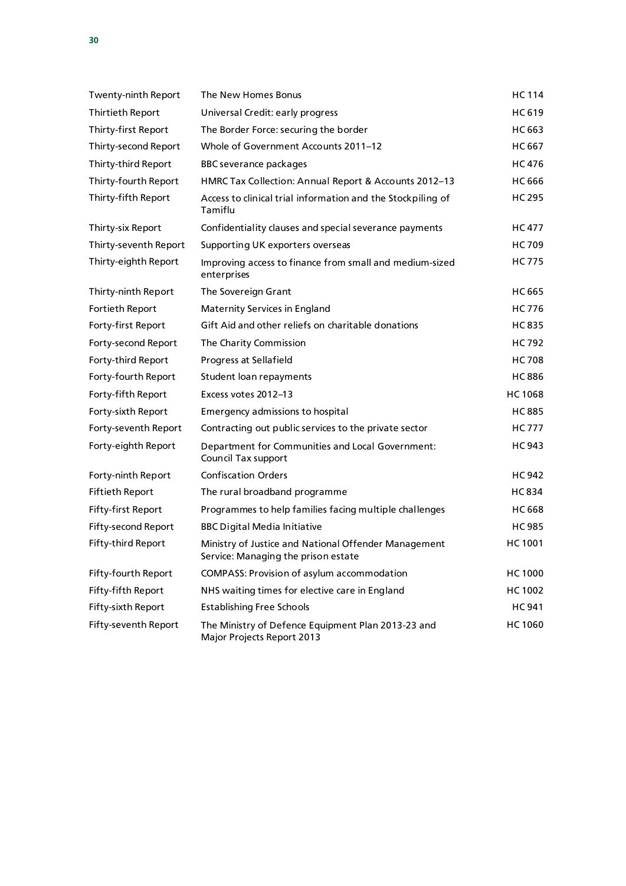| | | |
|---|---|---|
| Twenty-ninth Report | The New Homes Bonus | HC 114 |
| Thirtieth Report | Universal Credit: early progress | HC 619 |
| Thirty-first Report | The Border Force: securing the border | HC 663 |
| Thirty-second Report | Whole of Government Accounts 2011–12 | HC 667 |
| Thirty-third Report | BBC severance packages | HC 476 |
| Thirty-fourth Report | HMRC Tax Collection: Annual Report & Accounts 2012–13 | HC 666 |
| Thirty-fifth Report | Access to clinical trial information and the Stockpiling of Tamiflu | HC 295 |
| Thirty-six Report | Confidentiality clauses and special severance payments | HC 477 |
| Thirty-seventh Report | Supporting UK exporters overseas | HC 709 |
| Thirty-eighth Report | Improving access to finance from small and medium-sized enterprises | HC 775 |
| Thirty-ninth Report | The Sovereign Grant | HC 665 |
| Fortieth Report | Maternity Services in England | HC 776 |
| Forty-first Report | Gift Aid and other reliefs on charitable donations | HC 835 |
| Forty-second Report | The Charity Commission | HC 792 |
| Forty-third Report | Progress at Sellafield | HC 708 |
| Forty-fourth Report | Student loan repayments | HC 886 |
| Forty-fifth Report | Excess votes 2012–13 | HC 1068 |
| Forty-sixth Report | Emergency admissions to hospital | HC 885 |
| Forty-seventh Report | Contracting out public services to the private sector | HC 777 |
| Forty-eighth Report | Department for Communities and Local Government: Council Tax support | HC 943 |
| Forty-ninth Report | Confiscation Orders | HC 942 |
| Fiftieth Report | The rural broadband programme | HC 834 |
| Fifty-first Report | Programmes to help families facing multiple challenges | HC 668 |
| Fifty-second Report | BBC Digital Media Initiative | HC 985 |
| Fifty-third Report | Ministry of Justice and National Offender Management Service: Managing the prison estate | HC 1001 |
| Fifty-fourth Report | COMPASS: Provision of asylum accommodation | HC 1000 |
| Fifty-fifth Report | NHS waiting times for elective care in England | HC 1002 |
| Fifty-sixth Report | Establishing Free Schools | HC 941 |
| Fifty-seventh Report | The Ministry of Defence Equipment Plan 2013-23 and Major Projects Report 2013 | HC 1060 |